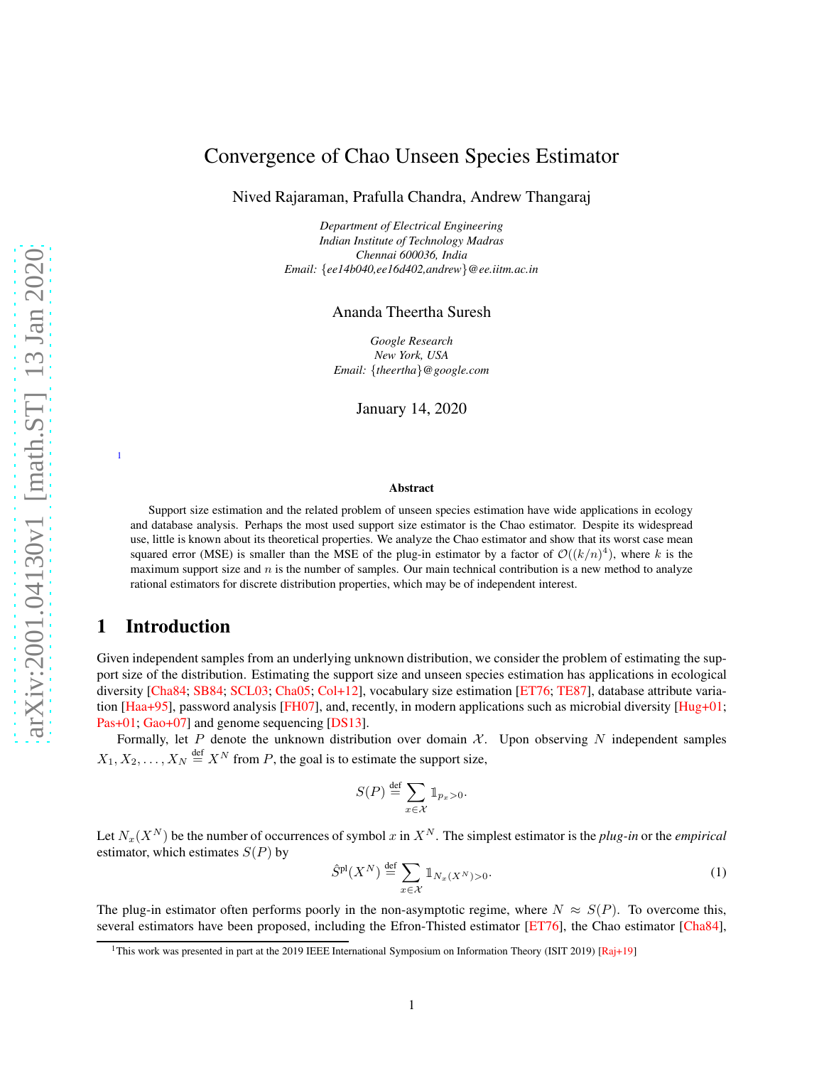# Convergence of Chao Unseen Species Estimator

Nived Rajaraman, Prafulla Chandra, Andrew Thangaraj

*Department of Electrical Engineering*
*Indian Institute of Technology Madras*
*Chennai 600036, India*
*Email: {ee14b040,ee16d402,andrew}@ee.iitm.ac.in*

Ananda Theertha Suresh

*Google Research*
*New York, USA*
*Email: {theertha}@google.com*

January 14, 2020

[1]

### Abstract

Support size estimation and the related problem of unseen species estimation have wide applications in ecology and database analysis. Perhaps the most used support size estimator is the Chao estimator. Despite its widespread use, little is known about its theoretical properties. We analyze the Chao estimator and show that its worst case mean squared error (MSE) is smaller than the MSE of the plug-in estimator by a factor of $\mathcal{O}((k/n)^4)$, where $k$ is the maximum support size and $n$ is the number of samples. Our main technical contribution is a new method to analyze rational estimators for discrete distribution properties, which may be of independent interest.

## 1 Introduction

Given independent samples from an underlying unknown distribution, we consider the problem of estimating the support size of the distribution. Estimating the support size and unseen species estimation has applications in ecological diversity [Cha84; SB84; SCL03; Cha05; Col+12], vocabulary size estimation [ET76; TE87], database attribute variation [Haa+95], password analysis [FH07], and, recently, in modern applications such as microbial diversity [Hug+01; Pas+01; Gao+07] and genome sequencing [DS13].

Formally, let $P$ denote the unknown distribution over domain $\mathcal{X}$. Upon observing $N$ independent samples $X_1, X_2, \ldots, X_N \stackrel{\text{def}}{=} X^N$ from $P$, the goal is to estimate the support size,

$$S(P) \stackrel{\text{def}}{=} \sum_{x \in \mathcal{X}} \mathbb{1}_{p_x > 0}.$$

Let $N_x(X^N)$ be the number of occurrences of symbol $x$ in $X^N$. The simplest estimator is the *plug-in* or the *empirical* estimator, which estimates $S(P)$ by

$$\hat{S}^{\text{pl}}(X^N) \stackrel{\text{def}}{=} \sum_{x \in \mathcal{X}} \mathbb{1}_{N_x(X^N) > 0}. \tag{1}$$

The plug-in estimator often performs poorly in the non-asymptotic regime, where $N \approx S(P)$. To overcome this, several estimators have been proposed, including the Efron-Thisted estimator [ET76], the Chao estimator [Cha84],

[1] This work was presented in part at the 2019 IEEE International Symposium on Information Theory (ISIT 2019) [Raj+19]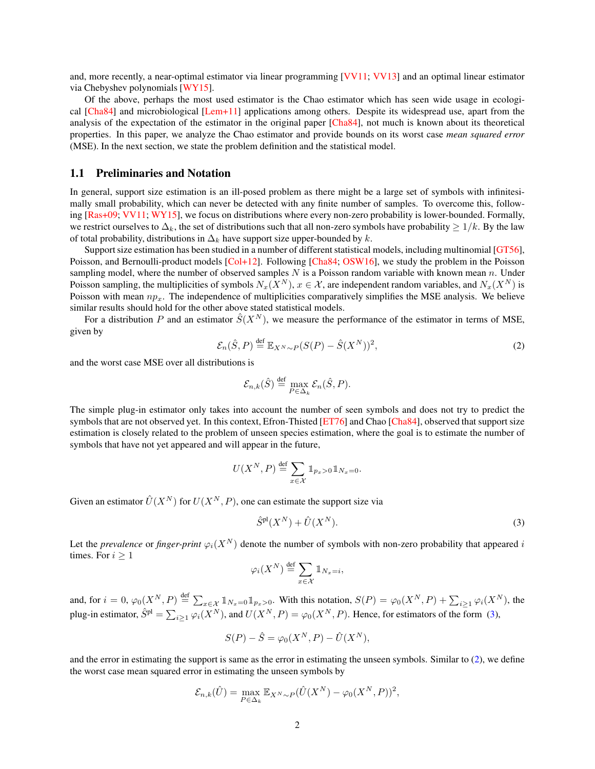and, more recently, a near-optimal estimator via linear programming [VV11; VV13] and an optimal linear estimator via Chebyshev polynomials [WY15].

Of the above, perhaps the most used estimator is the Chao estimator which has seen wide usage in ecological [Cha84] and microbiological [Lem+11] applications among others. Despite its widespread use, apart from the analysis of the expectation of the estimator in the original paper [Cha84], not much is known about its theoretical properties. In this paper, we analyze the Chao estimator and provide bounds on its worst case *mean squared error* (MSE). In the next section, we state the problem definition and the statistical model.

## 1.1 Preliminaries and Notation

In general, support size estimation is an ill-posed problem as there might be a large set of symbols with infinitesimally small probability, which can never be detected with any finite number of samples. To overcome this, following [Ras+09; VV11; WY15], we focus on distributions where every non-zero probability is lower-bounded. Formally, we restrict ourselves to $\Delta_k$, the set of distributions such that all non-zero symbols have probability $\geq 1/k$. By the law of total probability, distributions in $\Delta_k$ have support size upper-bounded by $k$.

Support size estimation has been studied in a number of different statistical models, including multinomial [GT56], Poisson, and Bernoulli-product models [Col+12]. Following [Cha84; OSW16], we study the problem in the Poisson sampling model, where the number of observed samples $N$ is a Poisson random variable with known mean $n$. Under Poisson sampling, the multiplicities of symbols $N_x(X^N)$, $x \in \mathcal{X}$, are independent random variables, and $N_x(X^N)$ is Poisson with mean $np_x$. The independence of multiplicities comparatively simplifies the MSE analysis. We believe similar results should hold for the other above stated statistical models.

For a distribution $P$ and an estimator $\hat{S}(X^N)$, we measure the performance of the estimator in terms of MSE, given by

$$\mathcal{E}_n(\hat{S}, P) \stackrel{\text{def}}{=} \mathbb{E}_{X^N \sim P}(S(P) - \hat{S}(X^N))^2, \tag{2}$$

and the worst case MSE over all distributions is

$$\mathcal{E}_{n,k}(\hat{S}) \stackrel{\text{def}}{=} \max_{P \in \Delta_k} \mathcal{E}_n(\hat{S}, P).$$

The simple plug-in estimator only takes into account the number of seen symbols and does not try to predict the symbols that are not observed yet. In this context, Efron-Thisted [ET76] and Chao [Cha84], observed that support size estimation is closely related to the problem of unseen species estimation, where the goal is to estimate the number of symbols that have not yet appeared and will appear in the future,

$$U(X^N, P) \stackrel{\text{def}}{=} \sum_{x \in \mathcal{X}} \mathbb{1}_{p_x > 0} \mathbb{1}_{N_x = 0}.$$

Given an estimator $\hat{U}(X^N)$ for $U(X^N, P)$, one can estimate the support size via

$$\hat{S}^{\text{pl}}(X^N) + \hat{U}(X^N). \tag{3}$$

Let the *prevalence* or *finger-print* $\varphi_i(X^N)$ denote the number of symbols with non-zero probability that appeared $i$ times. For $i \geq 1$

$$\varphi_i(X^N) \stackrel{\text{def}}{=} \sum_{x \in \mathcal{X}} \mathbb{1}_{N_x = i},$$

and, for $i = 0$, $\varphi_0(X^N, P) \stackrel{\text{def}}{=} \sum_{x \in \mathcal{X}} \mathbb{1}_{N_x=0} \mathbb{1}_{p_x>0}$. With this notation, $S(P) = \varphi_0(X^N, P) + \sum_{i \geq 1} \varphi_i(X^N)$, the plug-in estimator, $\hat{S}^{\text{pl}} = \sum_{i \geq 1} \varphi_i(X^N)$, and $U(X^N, P) = \varphi_0(X^N, P)$. Hence, for estimators of the form (3),

$$S(P) - \hat{S} = \varphi_0(X^N, P) - \hat{U}(X^N),$$

and the error in estimating the support is same as the error in estimating the unseen symbols. Similar to (2), we define the worst case mean squared error in estimating the unseen symbols by

$$\mathcal{E}_{n,k}(\hat{U}) = \max_{P \in \Delta_k} \mathbb{E}_{X^N \sim P}(\hat{U}(X^N) - \varphi_0(X^N, P))^2,$$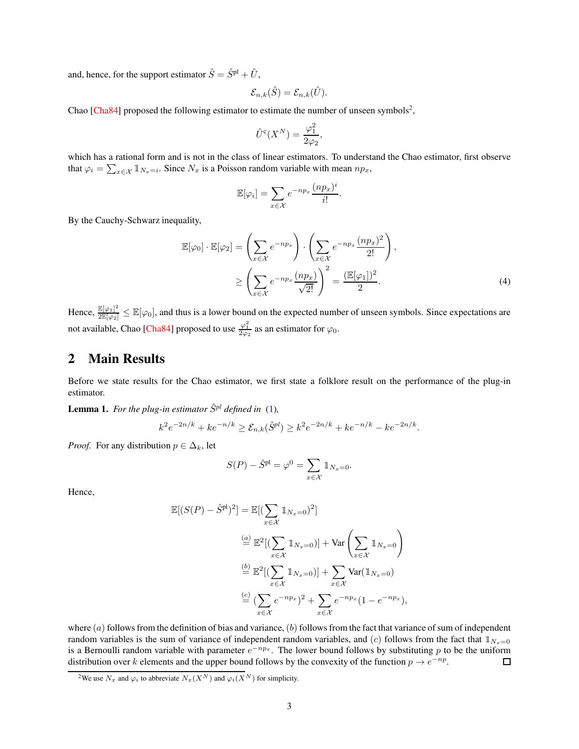and, hence, for the support estimator $\hat{S} = \hat{S}^{\text{pl}} + \hat{U}$,

$$\mathcal{E}_{n,k}(\hat{S}) = \mathcal{E}_{n,k}(\hat{U}).$$

Chao [Cha84] proposed the following estimator to estimate the number of unseen symbols[2],

$$\hat{U}^{\text{c}}(X^N) = \frac{\varphi_1^2}{2\varphi_2},$$

which has a rational form and is not in the class of linear estimators. To understand the Chao estimator, first observe that $\varphi_i = \sum_{x \in \mathcal{X}} \mathbb{1}_{N_x = i}$. Since $N_x$ is a Poisson random variable with mean $np_x$,

$$\mathbb{E}[\varphi_i] = \sum_{x \in \mathcal{X}} e^{-np_x} \frac{(np_x)^i}{i!}.$$

By the Cauchy-Schwarz inequality,

$$\begin{aligned}
\mathbb{E}[\varphi_0] \cdot \mathbb{E}[\varphi_2] &= \left( \sum_{x \in \mathcal{X}} e^{-np_x} \right) \cdot \left( \sum_{x \in \mathcal{X}} e^{-np_x} \frac{(np_x)^2}{2!} \right), \\
&\geq \left( \sum_{x \in \mathcal{X}} e^{-np_x} \frac{(np_x)}{\sqrt{2!}} \right)^2 = \frac{(\mathbb{E}[\varphi_1])^2}{2}. \qquad (4)
\end{aligned}$$

Hence, $\frac{\mathbb{E}[\varphi_1]^2}{2\mathbb{E}[\varphi_2]} \leq \mathbb{E}[\varphi_0]$, and thus is a lower bound on the expected number of unseen symbols. Since expectations are not available, Chao [Cha84] proposed to use $\frac{\varphi_1^2}{2\varphi_2}$ as an estimator for $\varphi_0$.

## 2 Main Results

Before we state results for the Chao estimator, we first state a folklore result on the performance of the plug-in estimator.

**Lemma 1.** *For the plug-in estimator $\hat{S}^{pl}$ defined in (1),*

$$k^2 e^{-2n/k} + k e^{-n/k} \geq \mathcal{E}_{n,k}(\hat{S}^{pl}) \geq k^2 e^{-2n/k} + k e^{-n/k} - k e^{-2n/k}.$$

*Proof.* For any distribution $p \in \Delta_k$, let

$$S(P) - \hat{S}^{\text{pl}} = \varphi^0 = \sum_{x \in \mathcal{X}} \mathbb{1}_{N_x = 0}.$$

Hence,

$$\begin{aligned}
\mathbb{E}[(S(P) - \hat{S}^{\text{pl}})^2] &= \mathbb{E}[(\sum_{x \in \mathcal{X}} \mathbb{1}_{N_x=0})^2] \\
&\overset{(a)}{=} \mathbb{E}^2[(\sum_{x \in \mathcal{X}} \mathbb{1}_{N_x=0})] + \text{Var}\left( \sum_{x \in \mathcal{X}} \mathbb{1}_{N_x=0} \right) \\
&\overset{(b)}{=} \mathbb{E}^2[(\sum_{x \in \mathcal{X}} \mathbb{1}_{N_x=0})] + \sum_{x \in \mathcal{X}} \text{Var}(\mathbb{1}_{N_x=0}) \\
&\overset{(c)}{=} (\sum_{x \in \mathcal{X}} e^{-np_x})^2 + \sum_{x \in \mathcal{X}} e^{-np_x}(1 - e^{-np_x}),
\end{aligned}$$

where $(a)$ follows from the definition of bias and variance, $(b)$ follows from the fact that variance of sum of independent random variables is the sum of variance of independent random variables, and $(c)$ follows from the fact that $\mathbb{1}_{N_x=0}$ is a Bernoulli random variable with parameter $e^{-np_x}$. The lower bound follows by substituting $p$ to be the uniform distribution over $k$ elements and the upper bound follows by the convexity of the function $p \to e^{-np}$. □

[2] We use $N_x$ and $\varphi_i$ to abbreviate $N_x(X^N)$ and $\varphi_i(X^N)$ for simplicity.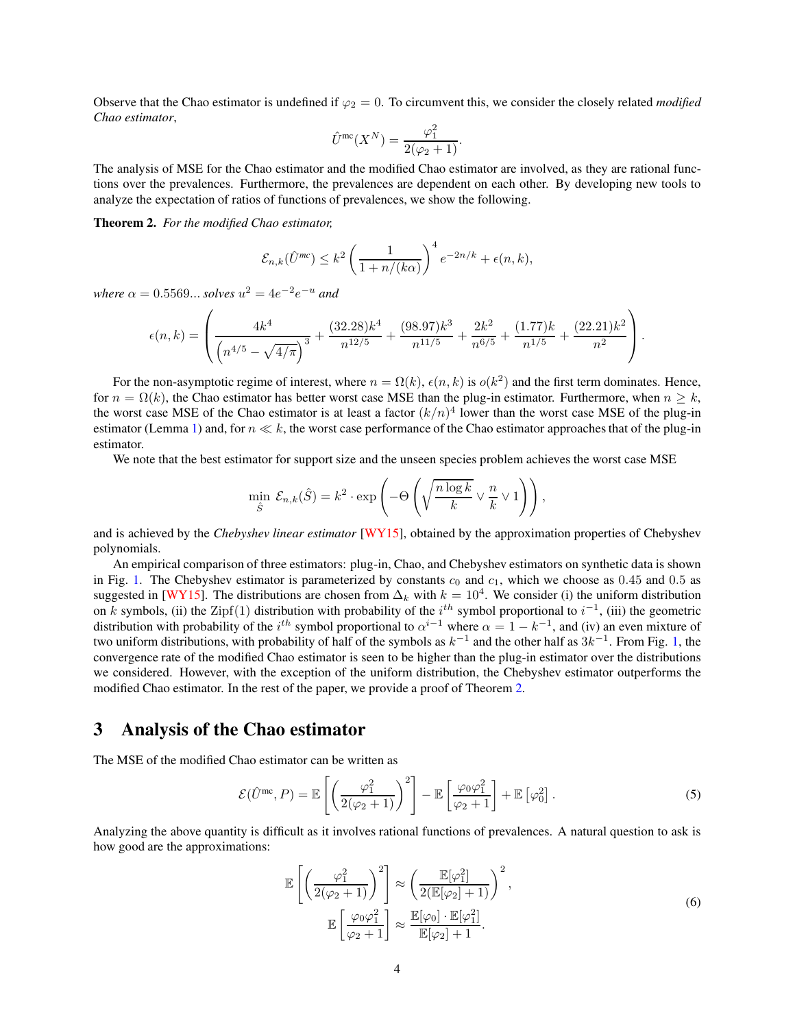Observe that the Chao estimator is undefined if $\varphi_2 = 0$. To circumvent this, we consider the closely related *modified Chao estimator*,

$$\hat{U}^{\text{mc}}(X^N) = \frac{\varphi_1^2}{2(\varphi_2 + 1)}.$$

The analysis of MSE for the Chao estimator and the modified Chao estimator are involved, as they are rational functions over the prevalences. Furthermore, the prevalences are dependent on each other. By developing new tools to analyze the expectation of ratios of functions of prevalences, we show the following.

**Theorem 2.** *For the modified Chao estimator,*

$$\mathcal{E}_{n,k}(\hat{U}^{mc}) \leq k^2 \left( \frac{1}{1 + n/(k\alpha)} \right)^4 e^{-2n/k} + \epsilon(n,k),$$

*where* $\alpha = 0.5569...$ *solves* $u^2 = 4e^{-2}e^{-u}$ *and*

$$\epsilon(n,k) = \left( \frac{4k^4}{\left(n^{4/5} - \sqrt{4/\pi}\right)^3} + \frac{(32.28)k^4}{n^{12/5}} + \frac{(98.97)k^3}{n^{11/5}} + \frac{2k^2}{n^{6/5}} + \frac{(1.77)k}{n^{1/5}} + \frac{(22.21)k^2}{n^2} \right).$$

For the non-asymptotic regime of interest, where $n = \Omega(k)$, $\epsilon(n,k)$ is $o(k^2)$ and the first term dominates. Hence, for $n = \Omega(k)$, the Chao estimator has better worst case MSE than the plug-in estimator. Furthermore, when $n \geq k$, the worst case MSE of the Chao estimator is at least a factor $(k/n)^4$ lower than the worst case MSE of the plug-in estimator (Lemma 1) and, for $n \ll k$, the worst case performance of the Chao estimator approaches that of the plug-in estimator.

We note that the best estimator for support size and the unseen species problem achieves the worst case MSE

$$\min_{\hat{S}} \mathcal{E}_{n,k}(\hat{S}) = k^2 \cdot \exp\left( -\Theta\left( \sqrt{\frac{n \log k}{k}} \vee \frac{n}{k} \vee 1 \right) \right),$$

and is achieved by the *Chebyshev linear estimator* [WY15], obtained by the approximation properties of Chebyshev polynomials.

An empirical comparison of three estimators: plug-in, Chao, and Chebyshev estimators on synthetic data is shown in Fig. 1. The Chebyshev estimator is parameterized by constants $c_0$ and $c_1$, which we choose as $0.45$ and $0.5$ as suggested in [WY15]. The distributions are chosen from $\Delta_k$ with $k = 10^4$. We consider (i) the uniform distribution on $k$ symbols, (ii) the Zipf$(1)$ distribution with probability of the $i^{th}$ symbol proportional to $i^{-1}$, (iii) the geometric distribution with probability of the $i^{th}$ symbol proportional to $\alpha^{i-1}$ where $\alpha = 1 - k^{-1}$, and (iv) an even mixture of two uniform distributions, with probability of half of the symbols as $k^{-1}$ and the other half as $3k^{-1}$. From Fig. 1, the convergence rate of the modified Chao estimator is seen to be higher than the plug-in estimator over the distributions we considered. However, with the exception of the uniform distribution, the Chebyshev estimator outperforms the modified Chao estimator. In the rest of the paper, we provide a proof of Theorem 2.

# 3 Analysis of the Chao estimator

The MSE of the modified Chao estimator can be written as

$$\mathcal{E}(\hat{U}^{\text{mc}}, P) = \mathbb{E}\left[ \left( \frac{\varphi_1^2}{2(\varphi_2 + 1)} \right)^2 \right] - \mathbb{E}\left[ \frac{\varphi_0 \varphi_1^2}{\varphi_2 + 1} \right] + \mathbb{E}\left[\varphi_0^2\right]. \tag{5}$$

Analyzing the above quantity is difficult as it involves rational functions of prevalences. A natural question to ask is how good are the approximations:

$$\begin{aligned} \mathbb{E}\left[ \left( \frac{\varphi_1^2}{2(\varphi_2 + 1)} \right)^2 \right] &\approx \left( \frac{\mathbb{E}[\varphi_1^2]}{2(\mathbb{E}[\varphi_2] + 1)} \right)^2, \\ \mathbb{E}\left[ \frac{\varphi_0 \varphi_1^2}{\varphi_2 + 1} \right] &\approx \frac{\mathbb{E}[\varphi_0] \cdot \mathbb{E}[\varphi_1^2]}{\mathbb{E}[\varphi_2] + 1}. \end{aligned} \tag{6}$$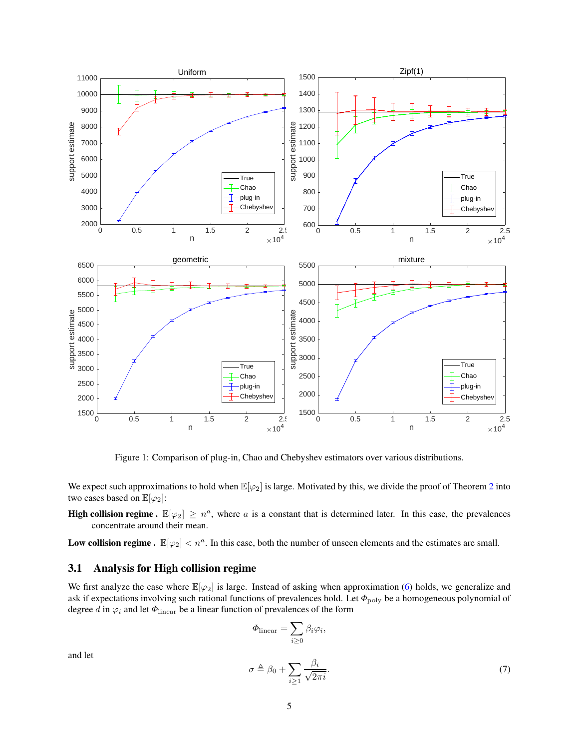Figure 1: Comparison of plug-in, Chao and Chebyshev estimators over various distributions.

We expect such approximations to hold when $\mathbb{E}[\varphi_2]$ is large. Motivated by this, we divide the proof of Theorem 2 into two cases based on $\mathbb{E}[\varphi_2]$:

**High collision regime .** $\mathbb{E}[\varphi_2] \geq n^a$, where $a$ is a constant that is determined later. In this case, the prevalences concentrate around their mean.

**Low collision regime .** $\mathbb{E}[\varphi_2] < n^a$. In this case, both the number of unseen elements and the estimates are small.

## 3.1 Analysis for High collision regime

We first analyze the case where $\mathbb{E}[\varphi_2]$ is large. Instead of asking when approximation (6) holds, we generalize and ask if expectations involving such rational functions of prevalences hold. Let $\Phi_{\text{poly}}$ be a homogeneous polynomial of degree $d$ in $\varphi_i$ and let $\Phi_{\text{linear}}$ be a linear function of prevalences of the form

$$\Phi_{\text{linear}} = \sum_{i \geq 0} \beta_i \varphi_i,$$

and let

$$\sigma \triangleq \beta_0 + \sum_{i \geq 1} \frac{\beta_i}{\sqrt{2\pi i}}. \tag{7}$$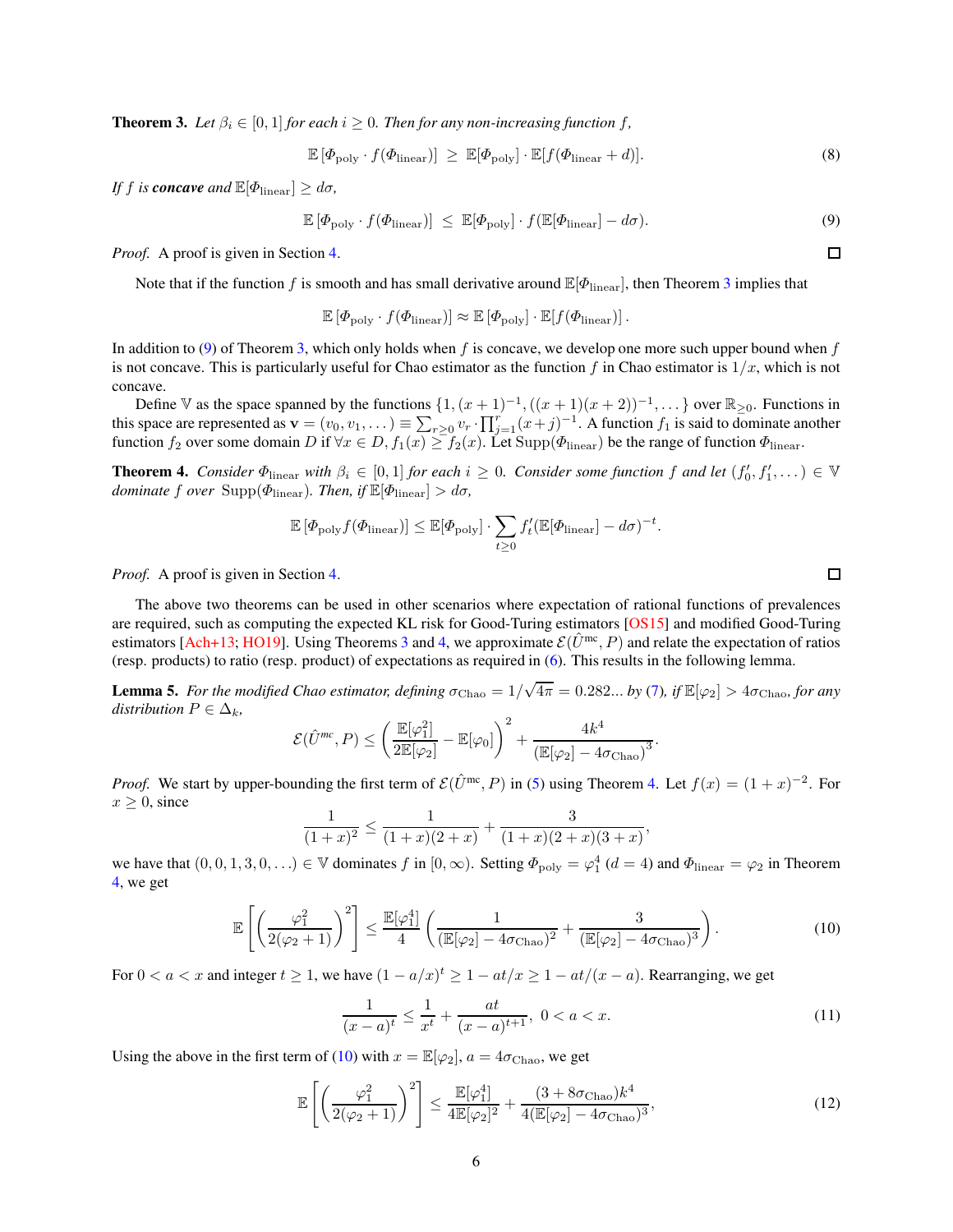**Theorem 3.** *Let $\beta_i \in [0,1]$ for each $i \geq 0$. Then for any non-increasing function $f$,*

$$\mathbb{E}\left[\Phi_{\text{poly}} \cdot f(\Phi_{\text{linear}})\right] \;\geq\; \mathbb{E}[\Phi_{\text{poly}}] \cdot \mathbb{E}[f(\Phi_{\text{linear}} + d)]. \tag{8}$$

*If $f$ is **concave** and $\mathbb{E}[\Phi_{\text{linear}}] \geq d\sigma$,*

$$\mathbb{E}\left[\Phi_{\text{poly}} \cdot f(\Phi_{\text{linear}})\right] \;\leq\; \mathbb{E}[\Phi_{\text{poly}}] \cdot f(\mathbb{E}[\Phi_{\text{linear}}] - d\sigma). \tag{9}$$

*Proof.* A proof is given in Section 4. ∎

Note that if the function $f$ is smooth and has small derivative around $\mathbb{E}[\Phi_{\text{linear}}]$, then Theorem 3 implies that

$$\mathbb{E}\left[\Phi_{\text{poly}} \cdot f(\Phi_{\text{linear}})\right] \approx \mathbb{E}\left[\Phi_{\text{poly}}\right] \cdot \mathbb{E}[f(\Phi_{\text{linear}})].$$

In addition to (9) of Theorem 3, which only holds when $f$ is concave, we develop one more such upper bound when $f$ is not concave. This is particularly useful for Chao estimator as the function $f$ in Chao estimator is $1/x$, which is not concave.

Define $\mathbb{V}$ as the space spanned by the functions $\{1, (x+1)^{-1}, ((x+1)(x+2))^{-1}, \dots\}$ over $\mathbb{R}_{\geq 0}$. Functions in this space are represented as $\mathbf{v} = (v_0, v_1, \dots) \equiv \sum_{r\geq 0} v_r \cdot \prod_{j=1}^{r}(x+j)^{-1}$. A function $f_1$ is said to dominate another function $f_2$ over some domain $D$ if $\forall x \in D, f_1(x) \geq f_2(x)$. Let $\text{Supp}(\Phi_{\text{linear}})$ be the range of function $\Phi_{\text{linear}}$.

**Theorem 4.** *Consider $\Phi_{\text{linear}}$ with $\beta_i \in [0,1]$ for each $i \geq 0$. Consider some function $f$ and let $(f'_0, f'_1, \dots) \in \mathbb{V}$ dominate $f$ over $\text{Supp}(\Phi_{\text{linear}})$. Then, if $\mathbb{E}[\Phi_{\text{linear}}] > d\sigma$,*

$$\mathbb{E}\left[\Phi_{\text{poly}} f(\Phi_{\text{linear}})\right] \leq \mathbb{E}[\Phi_{\text{poly}}] \cdot \sum_{t\geq 0} f'_t(\mathbb{E}[\Phi_{\text{linear}}] - d\sigma)^{-t}.$$

*Proof.* A proof is given in Section 4. ∎

The above two theorems can be used in other scenarios where expectation of rational functions of prevalences are required, such as computing the expected KL risk for Good-Turing estimators [OS15] and modified Good-Turing estimators [Ach+13; HO19]. Using Theorems 3 and 4, we approximate $\mathcal{E}(\hat{U}^{\text{mc}}, P)$ and relate the expectation of ratios (resp. products) to ratio (resp. product) of expectations as required in (6). This results in the following lemma.

**Lemma 5.** *For the modified Chao estimator, defining $\sigma_{\text{Chao}} = 1/\sqrt{4\pi} = 0.282\ldots$ by (7), if $\mathbb{E}[\varphi_2] > 4\sigma_{\text{Chao}}$, for any distribution $P \in \Delta_k$,*

$$\mathcal{E}(\hat{U}^{mc}, P) \leq \left(\frac{\mathbb{E}[\varphi_1^2]}{2\mathbb{E}[\varphi_2]} - \mathbb{E}[\varphi_0]\right)^2 + \frac{4k^4}{(\mathbb{E}[\varphi_2] - 4\sigma_{\text{Chao}})^3}.$$

*Proof.* We start by upper-bounding the first term of $\mathcal{E}(\hat{U}^{\text{mc}}, P)$ in (5) using Theorem 4. Let $f(x) = (1+x)^{-2}$. For $x \geq 0$, since

$$\frac{1}{(1+x)^2} \leq \frac{1}{(1+x)(2+x)} + \frac{3}{(1+x)(2+x)(3+x)},$$

we have that $(0, 0, 1, 3, 0, \dots) \in \mathbb{V}$ dominates $f$ in $[0, \infty)$. Setting $\Phi_{\text{poly}} = \varphi_1^4$ ($d = 4$) and $\Phi_{\text{linear}} = \varphi_2$ in Theorem 4, we get

$$\mathbb{E}\left[\left(\frac{\varphi_1^2}{2(\varphi_2+1)}\right)^2\right] \leq \frac{\mathbb{E}[\varphi_1^4]}{4}\left(\frac{1}{(\mathbb{E}[\varphi_2] - 4\sigma_{\text{Chao}})^2} + \frac{3}{(\mathbb{E}[\varphi_2] - 4\sigma_{\text{Chao}})^3}\right). \tag{10}$$

For $0 < a < x$ and integer $t \geq 1$, we have $(1 - a/x)^t \geq 1 - at/x \geq 1 - at/(x-a)$. Rearranging, we get

$$\frac{1}{(x-a)^t} \leq \frac{1}{x^t} + \frac{at}{(x-a)^{t+1}}, \;\; 0 < a < x. \tag{11}$$

Using the above in the first term of (10) with $x = \mathbb{E}[\varphi_2]$, $a = 4\sigma_{\text{Chao}}$, we get

$$\mathbb{E}\left[\left(\frac{\varphi_1^2}{2(\varphi_2+1)}\right)^2\right] \leq \frac{\mathbb{E}[\varphi_1^4]}{4\mathbb{E}[\varphi_2]^2} + \frac{(3 + 8\sigma_{\text{Chao}})k^4}{4(\mathbb{E}[\varphi_2] - 4\sigma_{\text{Chao}})^3}, \tag{12}$$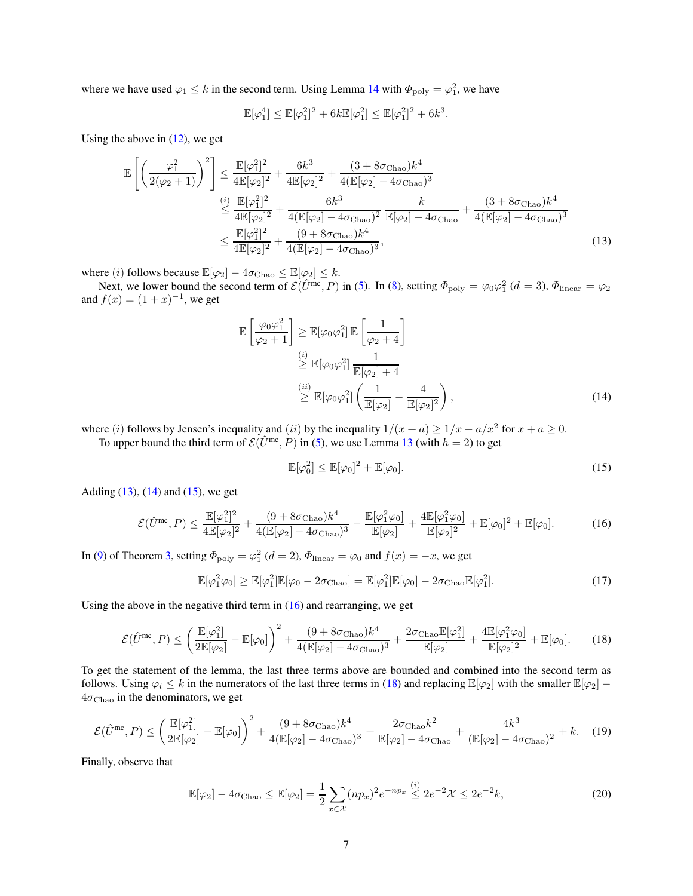where we have used $\varphi_1 \leq k$ in the second term. Using Lemma 14 with $\Phi_{\text{poly}} = \varphi_1^2$, we have

$$\mathbb{E}[\varphi_1^4] \leq \mathbb{E}[\varphi_1^2]^2 + 6k\mathbb{E}[\varphi_1^2] \leq \mathbb{E}[\varphi_1^2]^2 + 6k^3.$$

Using the above in (12), we get

$$\begin{aligned}
\mathbb{E}\left[\left(\frac{\varphi_1^2}{2(\varphi_2+1)}\right)^2\right] &\leq \frac{\mathbb{E}[\varphi_1^2]^2}{4\mathbb{E}[\varphi_2]^2} + \frac{6k^3}{4\mathbb{E}[\varphi_2]^2} + \frac{(3+8\sigma_{\text{Chao}})k^4}{4(\mathbb{E}[\varphi_2]-4\sigma_{\text{Chao}})^3} \\
&\overset{(i)}{\leq} \frac{\mathbb{E}[\varphi_1^2]^2}{4\mathbb{E}[\varphi_2]^2} + \frac{6k^3}{4(\mathbb{E}[\varphi_2]-4\sigma_{\text{Chao}})^2}\,\frac{k}{\mathbb{E}[\varphi_2]-4\sigma_{\text{Chao}}} + \frac{(3+8\sigma_{\text{Chao}})k^4}{4(\mathbb{E}[\varphi_2]-4\sigma_{\text{Chao}})^3} \\
&\leq \frac{\mathbb{E}[\varphi_1^2]^2}{4\mathbb{E}[\varphi_2]^2} + \frac{(9+8\sigma_{\text{Chao}})k^4}{4(\mathbb{E}[\varphi_2]-4\sigma_{\text{Chao}})^3},
\end{aligned} \tag{13}$$

where $(i)$ follows because $\mathbb{E}[\varphi_2] - 4\sigma_{\text{Chao}} \leq \mathbb{E}[\varphi_2] \leq k$.

Next, we lower bound the second term of $\mathcal{E}(\hat{U}^{\text{mc}}, P)$ in (5). In (8), setting $\Phi_{\text{poly}} = \varphi_0\varphi_1^2$ $(d=3)$, $\Phi_{\text{linear}} = \varphi_2$ and $f(x) = (1+x)^{-1}$, we get

$$\begin{aligned}
\mathbb{E}\left[\frac{\varphi_0\varphi_1^2}{\varphi_2+1}\right] &\geq \mathbb{E}[\varphi_0\varphi_1^2]\,\mathbb{E}\left[\frac{1}{\varphi_2+4}\right] \\
&\overset{(i)}{\geq} \mathbb{E}[\varphi_0\varphi_1^2]\,\frac{1}{\mathbb{E}[\varphi_2]+4} \\
&\overset{(ii)}{\geq} \mathbb{E}[\varphi_0\varphi_1^2]\left(\frac{1}{\mathbb{E}[\varphi_2]} - \frac{4}{\mathbb{E}[\varphi_2]^2}\right),
\end{aligned} \tag{14}$$

where $(i)$ follows by Jensen's inequality and $(ii)$ by the inequality $1/(x+a) \geq 1/x - a/x^2$ for $x + a \geq 0$.

To upper bound the third term of $\mathcal{E}(\hat{U}^{\text{mc}}, P)$ in (5), we use Lemma 13 (with $h = 2$) to get

$$\mathbb{E}[\varphi_0^2] \leq \mathbb{E}[\varphi_0]^2 + \mathbb{E}[\varphi_0]. \tag{15}$$

Adding (13), (14) and (15), we get

$$\mathcal{E}(\hat{U}^{\text{mc}}, P) \leq \frac{\mathbb{E}[\varphi_1^2]^2}{4\mathbb{E}[\varphi_2]^2} + \frac{(9+8\sigma_{\text{Chao}})k^4}{4(\mathbb{E}[\varphi_2]-4\sigma_{\text{Chao}})^3} - \frac{\mathbb{E}[\varphi_1^2\varphi_0]}{\mathbb{E}[\varphi_2]} + \frac{4\mathbb{E}[\varphi_1^2\varphi_0]}{\mathbb{E}[\varphi_2]^2} + \mathbb{E}[\varphi_0]^2 + \mathbb{E}[\varphi_0]. \tag{16}$$

In (9) of Theorem 3, setting $\Phi_{\text{poly}} = \varphi_1^2$ $(d=2)$, $\Phi_{\text{linear}} = \varphi_0$ and $f(x) = -x$, we get

$$\mathbb{E}[\varphi_1^2\varphi_0] \geq \mathbb{E}[\varphi_1^2]\mathbb{E}[\varphi_0 - 2\sigma_{\text{Chao}}] = \mathbb{E}[\varphi_1^2]\mathbb{E}[\varphi_0] - 2\sigma_{\text{Chao}}\mathbb{E}[\varphi_1^2]. \tag{17}$$

Using the above in the negative third term in (16) and rearranging, we get

$$\mathcal{E}(\hat{U}^{\text{mc}}, P) \leq \left(\frac{\mathbb{E}[\varphi_1^2]}{2\mathbb{E}[\varphi_2]} - \mathbb{E}[\varphi_0]\right)^2 + \frac{(9+8\sigma_{\text{Chao}})k^4}{4(\mathbb{E}[\varphi_2]-4\sigma_{\text{Chao}})^3} + \frac{2\sigma_{\text{Chao}}\mathbb{E}[\varphi_1^2]}{\mathbb{E}[\varphi_2]} + \frac{4\mathbb{E}[\varphi_1^2\varphi_0]}{\mathbb{E}[\varphi_2]^2} + \mathbb{E}[\varphi_0]. \tag{18}$$

To get the statement of the lemma, the last three terms above are bounded and combined into the second term as follows. Using $\varphi_i \leq k$ in the numerators of the last three terms in (18) and replacing $\mathbb{E}[\varphi_2]$ with the smaller $\mathbb{E}[\varphi_2] - 4\sigma_{\text{Chao}}$ in the denominators, we get

$$\mathcal{E}(\hat{U}^{\text{mc}}, P) \leq \left(\frac{\mathbb{E}[\varphi_1^2]}{2\mathbb{E}[\varphi_2]} - \mathbb{E}[\varphi_0]\right)^2 + \frac{(9+8\sigma_{\text{Chao}})k^4}{4(\mathbb{E}[\varphi_2]-4\sigma_{\text{Chao}})^3} + \frac{2\sigma_{\text{Chao}}k^2}{\mathbb{E}[\varphi_2]-4\sigma_{\text{Chao}}} + \frac{4k^3}{(\mathbb{E}[\varphi_2]-4\sigma_{\text{Chao}})^2} + k. \tag{19}$$

Finally, observe that

$$\mathbb{E}[\varphi_2] - 4\sigma_{\text{Chao}} \leq \mathbb{E}[\varphi_2] = \frac{1}{2}\sum_{x\in\mathcal{X}}(np_x)^2 e^{-np_x} \overset{(i)}{\leq} 2e^{-2}\mathcal{X} \leq 2e^{-2}k, \tag{20}$$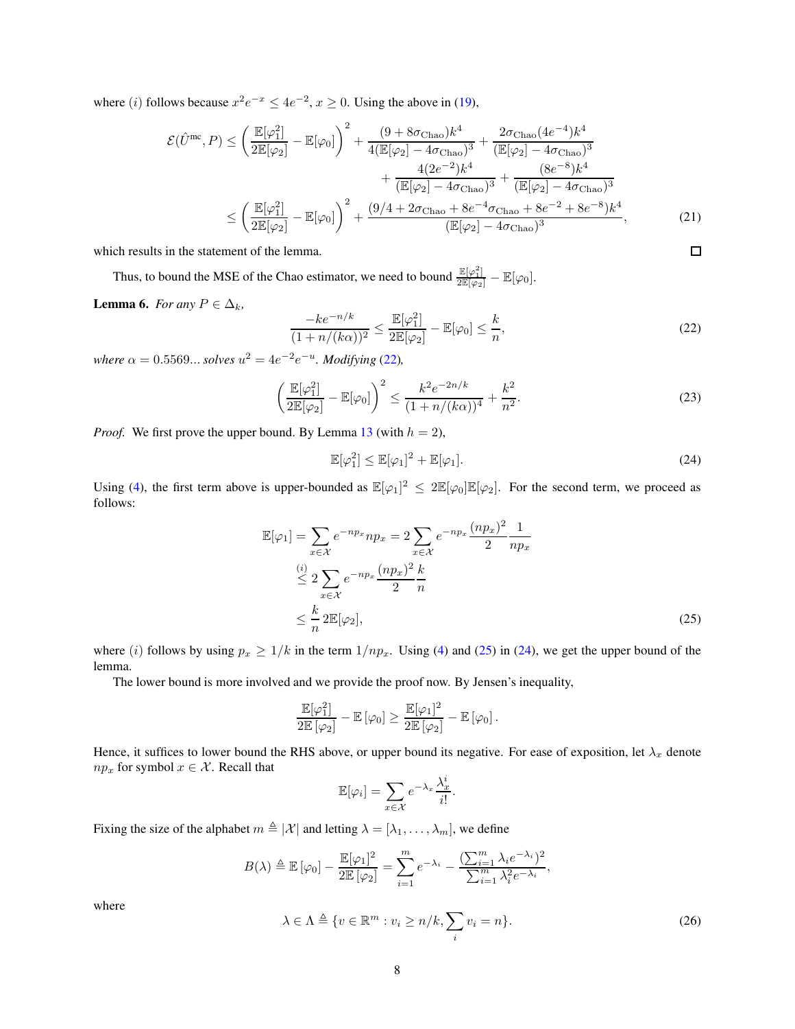where $(i)$ follows because $x^2 e^{-x} \leq 4e^{-2}$, $x \geq 0$. Using the above in (19),

$$
\begin{aligned}
\mathcal{E}(\hat{U}^{\text{mc}}, P) \leq & \left( \frac{\mathbb{E}[\varphi_1^2]}{2\mathbb{E}[\varphi_2]} - \mathbb{E}[\varphi_0] \right)^2 + \frac{(9 + 8\sigma_{\text{Chao}})k^4}{4(\mathbb{E}[\varphi_2] - 4\sigma_{\text{Chao}})^3} + \frac{2\sigma_{\text{Chao}}(4e^{-4})k^4}{(\mathbb{E}[\varphi_2] - 4\sigma_{\text{Chao}})^3} \\
& + \frac{4(2e^{-2})k^4}{(\mathbb{E}[\varphi_2] - 4\sigma_{\text{Chao}})^3} + \frac{(8e^{-8})k^4}{(\mathbb{E}[\varphi_2] - 4\sigma_{\text{Chao}})^3} \\
\leq & \left( \frac{\mathbb{E}[\varphi_1^2]}{2\mathbb{E}[\varphi_2]} - \mathbb{E}[\varphi_0] \right)^2 + \frac{(9/4 + 2\sigma_{\text{Chao}} + 8e^{-4}\sigma_{\text{Chao}} + 8e^{-2} + 8e^{-8})k^4}{(\mathbb{E}[\varphi_2] - 4\sigma_{\text{Chao}})^3}, \qquad (21)
\end{aligned}
$$

which results in the statement of the lemma. ☐

Thus, to bound the MSE of the Chao estimator, we need to bound $\frac{\mathbb{E}[\varphi_1^2]}{2\mathbb{E}[\varphi_2]} - \mathbb{E}[\varphi_0]$.

**Lemma 6.** *For any $P \in \Delta_k$,*

$$
\frac{-ke^{-n/k}}{(1 + n/(k\alpha))^2} \leq \frac{\mathbb{E}[\varphi_1^2]}{2\mathbb{E}[\varphi_2]} - \mathbb{E}[\varphi_0] \leq \frac{k}{n}, \qquad (22)
$$

*where $\alpha = 0.5569...$ solves $u^2 = 4e^{-2}e^{-u}$. Modifying (22),*

$$
\left( \frac{\mathbb{E}[\varphi_1^2]}{2\mathbb{E}[\varphi_2]} - \mathbb{E}[\varphi_0] \right)^2 \leq \frac{k^2 e^{-2n/k}}{(1 + n/(k\alpha))^4} + \frac{k^2}{n^2}. \qquad (23)
$$

*Proof.* We first prove the upper bound. By Lemma 13 (with $h = 2$),

$$
\mathbb{E}[\varphi_1^2] \leq \mathbb{E}[\varphi_1]^2 + \mathbb{E}[\varphi_1]. \qquad (24)
$$

Using (4), the first term above is upper-bounded as $\mathbb{E}[\varphi_1]^2 \leq 2\mathbb{E}[\varphi_0]\mathbb{E}[\varphi_2]$. For the second term, we proceed as follows:

$$
\begin{aligned}
\mathbb{E}[\varphi_1] &= \sum_{x \in \mathcal{X}} e^{-np_x} np_x = 2 \sum_{x \in \mathcal{X}} e^{-np_x} \frac{(np_x)^2}{2} \frac{1}{np_x} \\
&\overset{(i)}{\leq} 2 \sum_{x \in \mathcal{X}} e^{-np_x} \frac{(np_x)^2}{2} \frac{k}{n} \\
&\leq \frac{k}{n} 2\mathbb{E}[\varphi_2], \qquad (25)
\end{aligned}
$$

where $(i)$ follows by using $p_x \geq 1/k$ in the term $1/np_x$. Using (4) and (25) in (24), we get the upper bound of the lemma.

The lower bound is more involved and we provide the proof now. By Jensen's inequality,

$$
\frac{\mathbb{E}[\varphi_1^2]}{2\mathbb{E}[\varphi_2]} - \mathbb{E}[\varphi_0] \geq \frac{\mathbb{E}[\varphi_1]^2}{2\mathbb{E}[\varphi_2]} - \mathbb{E}[\varphi_0].
$$

Hence, it suffices to lower bound the RHS above, or upper bound its negative. For ease of exposition, let $\lambda_x$ denote $np_x$ for symbol $x \in \mathcal{X}$. Recall that

$$
\mathbb{E}[\varphi_i] = \sum_{x \in \mathcal{X}} e^{-\lambda_x} \frac{\lambda_x^i}{i!}.
$$

Fixing the size of the alphabet $m \triangleq |\mathcal{X}|$ and letting $\lambda = [\lambda_1, \ldots, \lambda_m]$, we define

$$
B(\lambda) \triangleq \mathbb{E}[\varphi_0] - \frac{\mathbb{E}[\varphi_1]^2}{2\mathbb{E}[\varphi_2]} = \sum_{i=1}^{m} e^{-\lambda_i} - \frac{(\sum_{i=1}^{m} \lambda_i e^{-\lambda_i})^2}{\sum_{i=1}^{m} \lambda_i^2 e^{-\lambda_i}},
$$

where

$$
\lambda \in \Lambda \triangleq \{v \in \mathbb{R}^m : v_i \geq n/k, \sum_i v_i = n\}. \qquad (26)
$$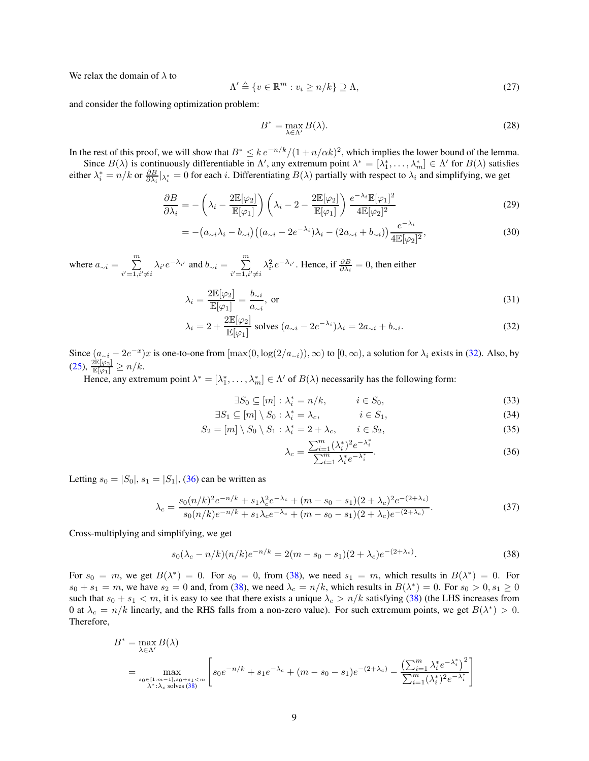We relax the domain of $\lambda$ to

$$\Lambda' \triangleq \{v \in \mathbb{R}^m : v_i \geq n/k\} \supseteq \Lambda, \tag{27}$$

and consider the following optimization problem:

$$B^* = \max_{\lambda \in \Lambda'} B(\lambda). \tag{28}$$

In the rest of this proof, we will show that $B^* \leq k\, e^{-n/k}/(1 + n/\alpha k)^2$, which implies the lower bound of the lemma.

Since $B(\lambda)$ is continuously differentiable in $\Lambda'$, any extremum point $\lambda^* = [\lambda_1^*, \ldots, \lambda_m^*] \in \Lambda'$ for $B(\lambda)$ satisfies either $\lambda_i^* = n/k$ or $\frac{\partial B}{\partial \lambda_i}|_{\lambda_i^*} = 0$ for each $i$. Differentiating $B(\lambda)$ partially with respect to $\lambda_i$ and simplifying, we get

$$\frac{\partial B}{\partial \lambda_i} = -\left(\lambda_i - \frac{2\mathbb{E}[\varphi_2]}{\mathbb{E}[\varphi_1]}\right)\left(\lambda_i - 2 - \frac{2\mathbb{E}[\varphi_2]}{\mathbb{E}[\varphi_1]}\right)\frac{e^{-\lambda_i}\mathbb{E}[\varphi_1]^2}{4\mathbb{E}[\varphi_2]^2} \tag{29}$$

$$= -\big(a_{\sim i}\lambda_i - b_{\sim i}\big)\big((a_{\sim i} - 2e^{-\lambda_i})\lambda_i - (2a_{\sim i} + b_{\sim i})\big)\frac{e^{-\lambda_i}}{4\mathbb{E}[\varphi_2]^2}, \tag{30}$$

where $a_{\sim i} = \sum\limits_{i'=1, i' \neq i}^{m} \lambda_{i'} e^{-\lambda_{i'}}$ and $b_{\sim i} = \sum\limits_{i'=1, i' \neq i}^{m} \lambda_{i'}^2 e^{-\lambda_{i'}}$. Hence, if $\frac{\partial B}{\partial \lambda_i} = 0$, then either

$$\lambda_i = \frac{2\mathbb{E}[\varphi_2]}{\mathbb{E}[\varphi_1]} = \frac{b_{\sim i}}{a_{\sim i}}, \text{ or} \tag{31}$$

$$\lambda_i = 2 + \frac{2\mathbb{E}[\varphi_2]}{\mathbb{E}[\varphi_1]} \text{ solves } (a_{\sim i} - 2e^{-\lambda_i})\lambda_i = 2a_{\sim i} + b_{\sim i}. \tag{32}$$

Since $(a_{\sim i} - 2e^{-x})x$ is one-to-one from $[\max(0, \log(2/a_{\sim i})), \infty)$ to $[0, \infty)$, a solution for $\lambda_i$ exists in (32). Also, by (25), $\frac{2\mathbb{E}[\varphi_2]}{\mathbb{E}[\varphi_1]} \geq n/k$.

Hence, any extremum point $\lambda^* = [\lambda_1^*, \ldots, \lambda_m^*] \in \Lambda'$ of $B(\lambda)$ necessarily has the following form:

$$\exists S_0 \subseteq [m] : \lambda_i^* = n/k, \qquad i \in S_0, \tag{33}$$

$$\exists S_1 \subseteq [m] \setminus S_0 : \lambda_i^* = \lambda_c, \qquad i \in S_1, \tag{34}$$

$$S_2 = [m] \setminus S_0 \setminus S_1 : \lambda_i^* = 2 + \lambda_c, \qquad i \in S_2, \tag{35}$$

$$\lambda_c = \frac{\sum_{i=1}^m (\lambda_i^*)^2 e^{-\lambda_i^*}}{\sum_{i=1}^m \lambda_i^* e^{-\lambda_i^*}}. \tag{36}$$

Letting $s_0 = |S_0|$, $s_1 = |S_1|$, (36) can be written as

$$\lambda_c = \frac{s_0 (n/k)^2 e^{-n/k} + s_1 \lambda_c^2 e^{-\lambda_c} + (m - s_0 - s_1)(2 + \lambda_c)^2 e^{-(2+\lambda_c)}}{s_0 (n/k) e^{-n/k} + s_1 \lambda_c e^{-\lambda_c} + (m - s_0 - s_1)(2 + \lambda_c) e^{-(2+\lambda_c)}}. \tag{37}$$

Cross-multiplying and simplifying, we get

$$s_0(\lambda_c - n/k)(n/k)e^{-n/k} = 2(m - s_0 - s_1)(2 + \lambda_c)e^{-(2+\lambda_c)}. \tag{38}$$

For $s_0 = m$, we get $B(\lambda^*) = 0$. For $s_0 = 0$, from (38), we need $s_1 = m$, which results in $B(\lambda^*) = 0$. For $s_0 + s_1 = m$, we have $s_2 = 0$ and, from (38), we need $\lambda_c = n/k$, which results in $B(\lambda^*) = 0$. For $s_0 > 0, s_1 \geq 0$ such that $s_0 + s_1 < m$, it is easy to see that there exists a unique $\lambda_c > n/k$ satisfying (38) (the LHS increases from 0 at $\lambda_c = n/k$ linearly, and the RHS falls from a non-zero value). For such extremum points, we get $B(\lambda^*) > 0$. Therefore,

$$B^* = \max_{\lambda \in \Lambda'} B(\lambda)$$

$$= \max_{\substack{s_0 \in [1:m-1], s_0 + s_1 < m \\ \lambda^* : \lambda_c \text{ solves } (38)}} \left[ s_0 e^{-n/k} + s_1 e^{-\lambda_c} + (m - s_0 - s_1)e^{-(2+\lambda_c)} - \frac{\left(\sum_{i=1}^m \lambda_i^* e^{-\lambda_i^*}\right)^2}{\sum_{i=1}^m (\lambda_i^*)^2 e^{-\lambda_i^*}} \right]$$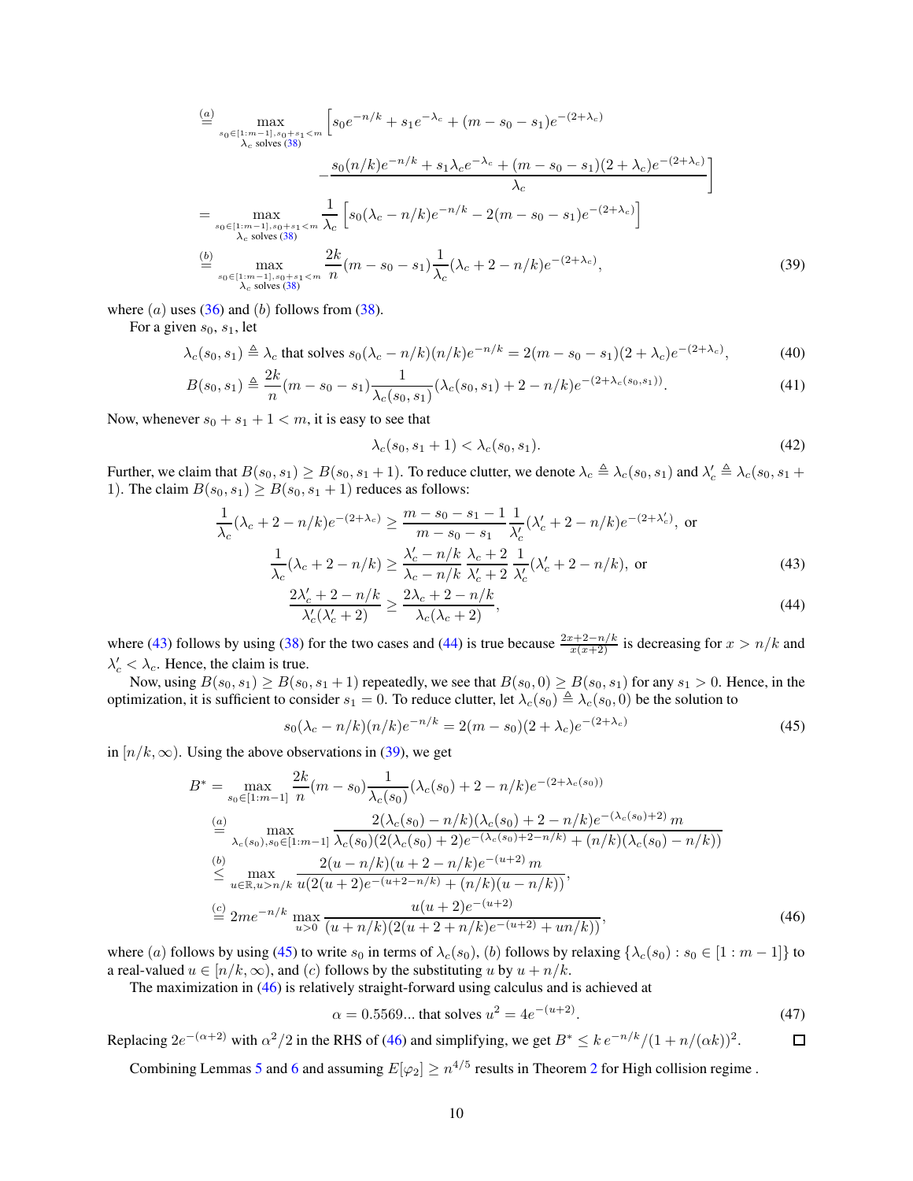$$
\begin{aligned}
&\stackrel{(a)}{=} \max_{\substack{s_0\in[1:m-1], s_0+s_1<m \\ \lambda_c \text{ solves } (38)}} \Big[ s_0 e^{-n/k} + s_1 e^{-\lambda_c} + (m-s_0-s_1)e^{-(2+\lambda_c)} \\
&\qquad\qquad - \frac{s_0(n/k)e^{-n/k} + s_1\lambda_c e^{-\lambda_c} + (m-s_0-s_1)(2+\lambda_c)e^{-(2+\lambda_c)}}{\lambda_c} \Big] \\
&= \max_{\substack{s_0\in[1:m-1], s_0+s_1<m \\ \lambda_c \text{ solves } (38)}} \frac{1}{\lambda_c}\left[ s_0(\lambda_c - n/k)e^{-n/k} - 2(m-s_0-s_1)e^{-(2+\lambda_c)}\right] \\
&\stackrel{(b)}{=} \max_{\substack{s_0\in[1:m-1], s_0+s_1<m \\ \lambda_c \text{ solves } (38)}} \frac{2k}{n}(m-s_0-s_1)\frac{1}{\lambda_c}(\lambda_c+2-n/k)e^{-(2+\lambda_c)},
\end{aligned} \tag{39}
$$

where $(a)$ uses (36) and $(b)$ follows from (38).

For a given $s_0$, $s_1$, let

$$
\lambda_c(s_0,s_1) \triangleq \lambda_c \text{ that solves } s_0(\lambda_c - n/k)(n/k)e^{-n/k} = 2(m-s_0-s_1)(2+\lambda_c)e^{-(2+\lambda_c)}, \tag{40}
$$

$$
B(s_0,s_1) \triangleq \frac{2k}{n}(m-s_0-s_1)\frac{1}{\lambda_c(s_0,s_1)}(\lambda_c(s_0,s_1)+2-n/k)e^{-(2+\lambda_c(s_0,s_1))}. \tag{41}
$$

Now, whenever $s_0+s_1+1<m$, it is easy to see that

$$
\lambda_c(s_0,s_1+1) < \lambda_c(s_0,s_1). \tag{42}
$$

Further, we claim that $B(s_0,s_1) \geq B(s_0,s_1+1)$. To reduce clutter, we denote $\lambda_c \triangleq \lambda_c(s_0,s_1)$ and $\lambda_c' \triangleq \lambda_c(s_0,s_1+1)$. The claim $B(s_0,s_1) \geq B(s_0,s_1+1)$ reduces as follows:

$$
\frac{1}{\lambda_c}(\lambda_c+2-n/k)e^{-(2+\lambda_c)} \geq \frac{m-s_0-s_1-1}{m-s_0-s_1}\frac{1}{\lambda_c'}(\lambda_c'+2-n/k)e^{-(2+\lambda_c')}, \text{ or}
$$

$$
\frac{1}{\lambda_c}(\lambda_c+2-n/k) \geq \frac{\lambda_c'-n/k}{\lambda_c-n/k}\frac{\lambda_c+2}{\lambda_c'+2}\frac{1}{\lambda_c'}(\lambda_c'+2-n/k), \text{ or} \tag{43}
$$

$$
\frac{2\lambda_c'+2-n/k}{\lambda_c'(\lambda_c'+2)} \geq \frac{2\lambda_c+2-n/k}{\lambda_c(\lambda_c+2)}, \tag{44}
$$

where (43) follows by using (38) for the two cases and (44) is true because $\frac{2x+2-n/k}{x(x+2)}$ is decreasing for $x>n/k$ and $\lambda_c' < \lambda_c$. Hence, the claim is true.

Now, using $B(s_0,s_1) \geq B(s_0,s_1+1)$ repeatedly, we see that $B(s_0,0) \geq B(s_0,s_1)$ for any $s_1>0$. Hence, in the optimization, it is sufficient to consider $s_1=0$. To reduce clutter, let $\lambda_c(s_0) \triangleq \lambda_c(s_0,0)$ be the solution to

$$
s_0(\lambda_c-n/k)(n/k)e^{-n/k} = 2(m-s_0)(2+\lambda_c)e^{-(2+\lambda_c)} \tag{45}
$$

in $[n/k,\infty)$. Using the above observations in (39), we get

$$
\begin{aligned}
B^* &= \max_{s_0\in[1:m-1]} \frac{2k}{n}(m-s_0)\frac{1}{\lambda_c(s_0)}(\lambda_c(s_0)+2-n/k)e^{-(2+\lambda_c(s_0))} \\
&\stackrel{(a)}{=} \max_{\lambda_c(s_0), s_0\in[1:m-1]} \frac{2(\lambda_c(s_0)-n/k)(\lambda_c(s_0)+2-n/k)e^{-(\lambda_c(s_0)+2)}\, m}{\lambda_c(s_0)(2(\lambda_c(s_0)+2)e^{-(\lambda_c(s_0)+2-n/k)} + (n/k)(\lambda_c(s_0)-n/k))} \\
&\stackrel{(b)}{\leq} \max_{u\in\mathbb{R}, u>n/k} \frac{2(u-n/k)(u+2-n/k)e^{-(u+2)}\, m}{u(2(u+2)e^{-(u+2-n/k)} + (n/k)(u-n/k))}, \\
&\stackrel{(c)}{=} 2me^{-n/k}\max_{u>0}\frac{u(u+2)e^{-(u+2)}}{(u+n/k)(2(u+2+n/k)e^{-(u+2)} + un/k))},
\end{aligned} \tag{46}
$$

where $(a)$ follows by using (45) to write $s_0$ in terms of $\lambda_c(s_0)$, $(b)$ follows by relaxing $\{\lambda_c(s_0) : s_0 \in [1:m-1]\}$ to a real-valued $u\in[n/k,\infty)$, and $(c)$ follows by the substituting $u$ by $u+n/k$.

The maximization in (46) is relatively straight-forward using calculus and is achieved at

$$
\alpha = 0.5569\ldots \text{ that solves } u^2 = 4e^{-(u+2)}. \tag{47}
$$

Replacing $2e^{-(\alpha+2)}$ with $\alpha^2/2$ in the RHS of (46) and simplifying, we get $B^* \leq k\, e^{-n/k}/(1+n/(\alpha k))^2$. □

Combining Lemmas 5 and 6 and assuming $E[\varphi_2] \geq n^{4/5}$ results in Theorem 2 for High collision regime .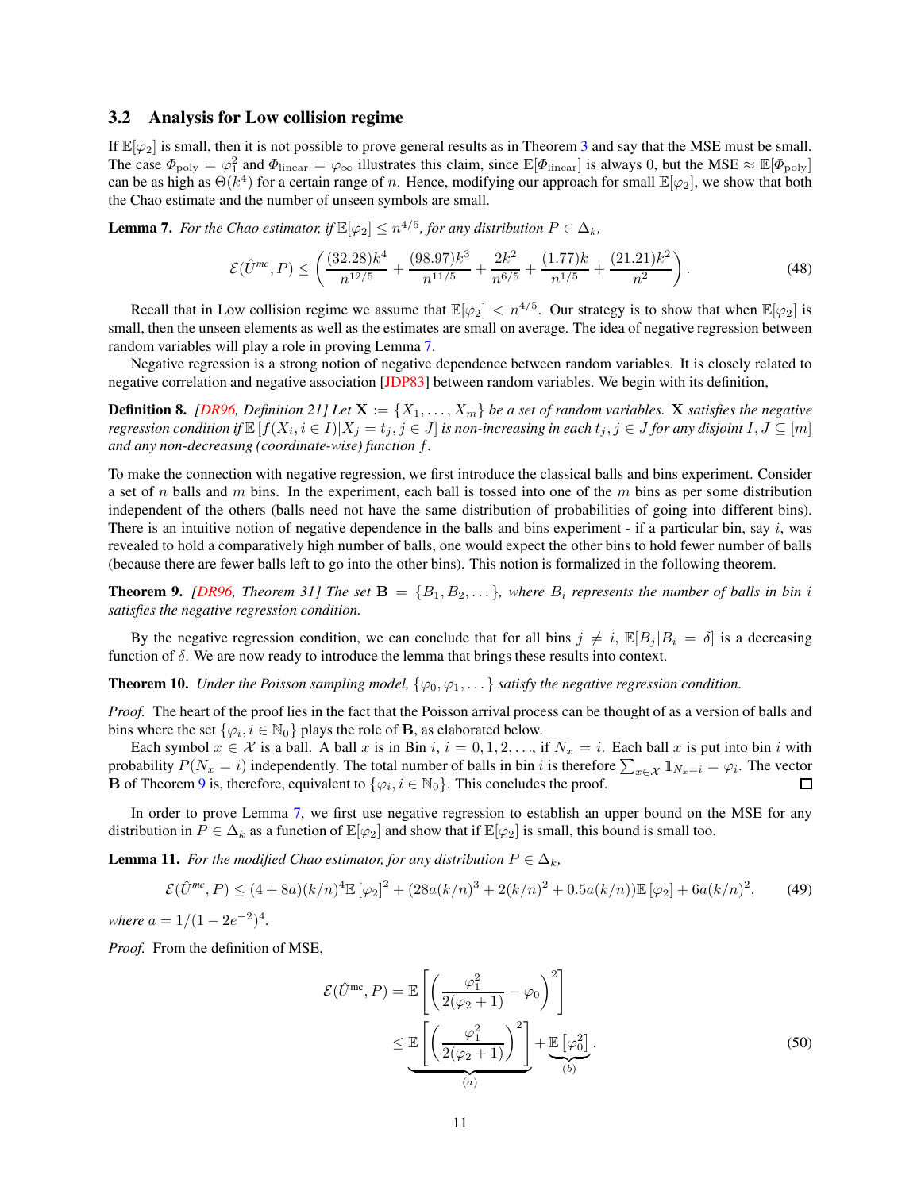### 3.2 Analysis for Low collision regime

If $\mathbb{E}[\varphi_2]$ is small, then it is not possible to prove general results as in Theorem 3 and say that the MSE must be small. The case $\Phi_{\text{poly}} = \varphi_1^2$ and $\Phi_{\text{linear}} = \varphi_\infty$ illustrates this claim, since $\mathbb{E}[\Phi_{\text{linear}}]$ is always 0, but the MSE $\approx \mathbb{E}[\Phi_{\text{poly}}]$ can be as high as $\Theta(k^4)$ for a certain range of $n$. Hence, modifying our approach for small $\mathbb{E}[\varphi_2]$, we show that both the Chao estimate and the number of unseen symbols are small.

**Lemma 7.** *For the Chao estimator, if $\mathbb{E}[\varphi_2] \leq n^{4/5}$, for any distribution $P \in \Delta_k$,*

$$\mathcal{E}(\hat{U}^{mc}, P) \leq \left( \frac{(32.28)k^4}{n^{12/5}} + \frac{(98.97)k^3}{n^{11/5}} + \frac{2k^2}{n^{6/5}} + \frac{(1.77)k}{n^{1/5}} + \frac{(21.21)k^2}{n^2} \right). \tag{48}$$

Recall that in Low collision regime we assume that $\mathbb{E}[\varphi_2] < n^{4/5}$. Our strategy is to show that when $\mathbb{E}[\varphi_2]$ is small, then the unseen elements as well as the estimates are small on average. The idea of negative regression between random variables will play a role in proving Lemma 7.

Negative regression is a strong notion of negative dependence between random variables. It is closely related to negative correlation and negative association [JDP83] between random variables. We begin with its definition,

**Definition 8.** *[DR96, Definition 21] Let $\mathbf{X} := \{X_1, \ldots, X_m\}$ be a set of random variables. $\mathbf{X}$ satisfies the negative regression condition if $\mathbb{E}\left[f(X_i, i \in I) | X_j = t_j, j \in J\right]$ is non-increasing in each $t_j, j \in J$ for any disjoint $I, J \subseteq [m]$ and any non-decreasing (coordinate-wise) function $f$.*

To make the connection with negative regression, we first introduce the classical balls and bins experiment. Consider a set of $n$ balls and $m$ bins. In the experiment, each ball is tossed into one of the $m$ bins as per some distribution independent of the others (balls need not have the same distribution of probabilities of going into different bins). There is an intuitive notion of negative dependence in the balls and bins experiment - if a particular bin, say $i$, was revealed to hold a comparatively high number of balls, one would expect the other bins to hold fewer number of balls (because there are fewer balls left to go into the other bins). This notion is formalized in the following theorem.

**Theorem 9.** *[DR96, Theorem 31] The set $\mathbf{B} = \{B_1, B_2, \ldots\}$, where $B_i$ represents the number of balls in bin $i$ satisfies the negative regression condition.*

By the negative regression condition, we can conclude that for all bins $j \neq i$, $\mathbb{E}[B_j | B_i = \delta]$ is a decreasing function of $\delta$. We are now ready to introduce the lemma that brings these results into context.

**Theorem 10.** *Under the Poisson sampling model, $\{\varphi_0, \varphi_1, \ldots\}$ satisfy the negative regression condition.*

*Proof.* The heart of the proof lies in the fact that the Poisson arrival process can be thought of as a version of balls and bins where the set $\{\varphi_i, i \in \mathbb{N}_0\}$ plays the role of $\mathbf{B}$, as elaborated below.

Each symbol $x \in \mathcal{X}$ is a ball. A ball $x$ is in Bin $i$, $i = 0, 1, 2, \ldots$, if $N_x = i$. Each ball $x$ is put into bin $i$ with probability $P(N_x = i)$ independently. The total number of balls in bin $i$ is therefore $\sum_{x \in \mathcal{X}} \mathbb{1}_{N_x = i} = \varphi_i$. The vector $\mathbf{B}$ of Theorem 9 is, therefore, equivalent to $\{\varphi_i, i \in \mathbb{N}_0\}$. This concludes the proof. □

In order to prove Lemma 7, we first use negative regression to establish an upper bound on the MSE for any distribution in $P \in \Delta_k$ as a function of $\mathbb{E}[\varphi_2]$ and show that if $\mathbb{E}[\varphi_2]$ is small, this bound is small too.

**Lemma 11.** *For the modified Chao estimator, for any distribution $P \in \Delta_k$,*

$$\mathcal{E}(\hat{U}^{mc}, P) \leq (4 + 8a)(k/n)^4 \mathbb{E}\left[\varphi_2\right]^2 + (28a(k/n)^3 + 2(k/n)^2 + 0.5a(k/n))\mathbb{E}\left[\varphi_2\right] + 6a(k/n)^2, \tag{49}$$

*where $a = 1/(1 - 2e^{-2})^4$.*

*Proof.* From the definition of MSE,

$$\begin{aligned}
\mathcal{E}(\hat{U}^{\text{mc}}, P) &= \mathbb{E}\left[ \left( \frac{\varphi_1^2}{2(\varphi_2 + 1)} - \varphi_0 \right)^2 \right] \\
&\leq \underbrace{\mathbb{E}\left[ \left( \frac{\varphi_1^2}{2(\varphi_2 + 1)} \right)^2 \right]}_{(a)} + \underbrace{\mathbb{E}\left[\varphi_0^2\right]}_{(b)}.
\end{aligned} \tag{50}$$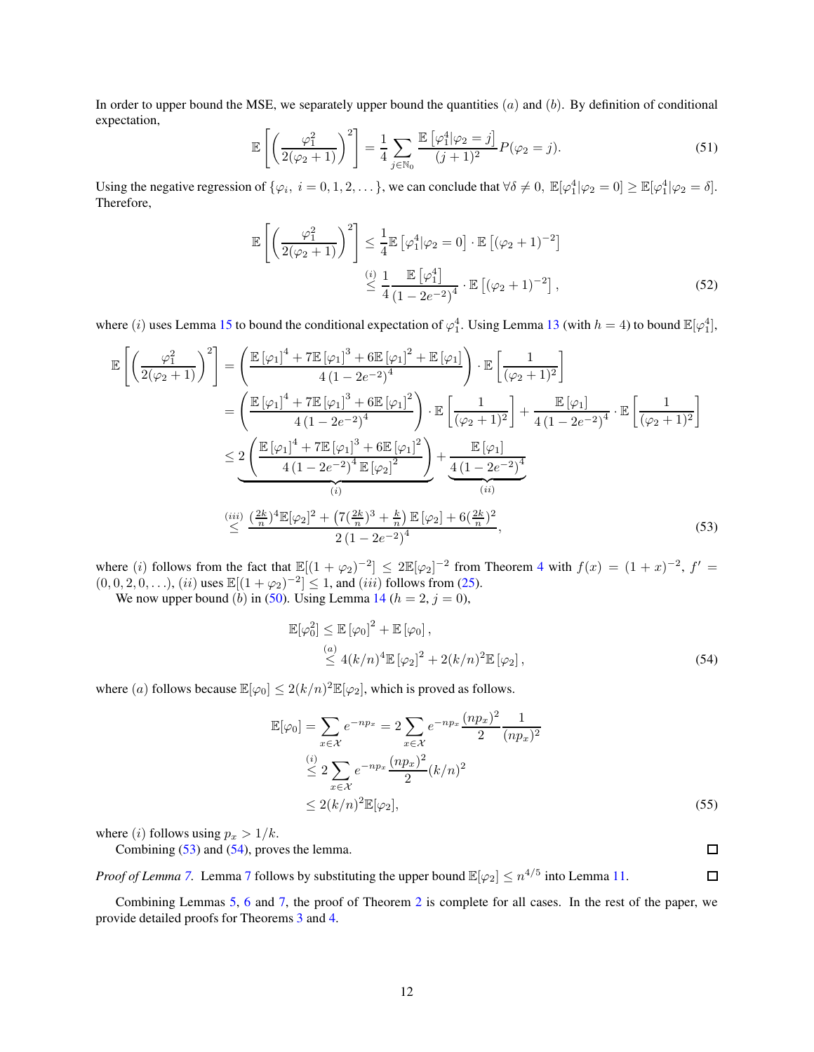In order to upper bound the MSE, we separately upper bound the quantities $(a)$ and $(b)$. By definition of conditional expectation,

$$\mathbb{E}\left[\left(\frac{\varphi_1^2}{2(\varphi_2+1)}\right)^2\right] = \frac{1}{4}\sum_{j\in\mathbb{N}_0}\frac{\mathbb{E}\left[\varphi_1^4|\varphi_2=j\right]}{(j+1)^2}P(\varphi_2=j). \tag{51}$$

Using the negative regression of $\{\varphi_i,\ i=0,1,2,\dots\}$, we can conclude that $\forall\delta\neq 0,\ \mathbb{E}[\varphi_1^4|\varphi_2=0]\geq\mathbb{E}[\varphi_1^4|\varphi_2=\delta]$. Therefore,

$$\begin{aligned}\mathbb{E}\left[\left(\frac{\varphi_1^2}{2(\varphi_2+1)}\right)^2\right] &\leq \frac{1}{4}\mathbb{E}\left[\varphi_1^4|\varphi_2=0\right]\cdot\mathbb{E}\left[(\varphi_2+1)^{-2}\right]\\ &\overset{(i)}{\leq}\frac{1}{4}\frac{\mathbb{E}\left[\varphi_1^4\right]}{\left(1-2e^{-2}\right)^4}\cdot\mathbb{E}\left[(\varphi_2+1)^{-2}\right],\end{aligned}\tag{52}$$

where $(i)$ uses Lemma 15 to bound the conditional expectation of $\varphi_1^4$. Using Lemma 13 (with $h=4$) to bound $\mathbb{E}[\varphi_1^4]$,

$$\begin{aligned}\mathbb{E}\left[\left(\frac{\varphi_1^2}{2(\varphi_2+1)}\right)^2\right] &= \left(\frac{\mathbb{E}\left[\varphi_1\right]^4+7\mathbb{E}\left[\varphi_1\right]^3+6\mathbb{E}\left[\varphi_1\right]^2+\mathbb{E}\left[\varphi_1\right]}{4\left(1-2e^{-2}\right)^4}\right)\cdot\mathbb{E}\left[\frac{1}{(\varphi_2+1)^2}\right]\\ &= \left(\frac{\mathbb{E}\left[\varphi_1\right]^4+7\mathbb{E}\left[\varphi_1\right]^3+6\mathbb{E}\left[\varphi_1\right]^2}{4\left(1-2e^{-2}\right)^4}\right)\cdot\mathbb{E}\left[\frac{1}{(\varphi_2+1)^2}\right]+\frac{\mathbb{E}\left[\varphi_1\right]}{4\left(1-2e^{-2}\right)^4}\cdot\mathbb{E}\left[\frac{1}{(\varphi_2+1)^2}\right]\\ &\leq \underbrace{2\left(\frac{\mathbb{E}\left[\varphi_1\right]^4+7\mathbb{E}\left[\varphi_1\right]^3+6\mathbb{E}\left[\varphi_1\right]^2}{4\left(1-2e^{-2}\right)^4\mathbb{E}\left[\varphi_2\right]^2}\right)}_{(i)}+\underbrace{\frac{\mathbb{E}\left[\varphi_1\right]}{4\left(1-2e^{-2}\right)^4}}_{(ii)}\\ &\overset{(iii)}{\leq}\frac{(\frac{2k}{n})^4\mathbb{E}[\varphi_2]^2+\left(7(\frac{2k}{n})^3+\frac{k}{n}\right)\mathbb{E}\left[\varphi_2\right]+6(\frac{2k}{n})^2}{2\left(1-2e^{-2}\right)^4},\end{aligned}\tag{53}$$

where $(i)$ follows from the fact that $\mathbb{E}[(1+\varphi_2)^{-2}]\leq 2\mathbb{E}[\varphi_2]^{-2}$ from Theorem 4 with $f(x)=(1+x)^{-2}$, $f'=(0,0,2,0,\dots)$, $(ii)$ uses $\mathbb{E}[(1+\varphi_2)^{-2}]\leq 1$, and $(iii)$ follows from (25).

We now upper bound $(b)$ in (50). Using Lemma 14 ($h=2$, $j=0$),

$$\begin{aligned}\mathbb{E}[\varphi_0^2] &\leq \mathbb{E}\left[\varphi_0\right]^2+\mathbb{E}\left[\varphi_0\right],\\ &\overset{(a)}{\leq} 4(k/n)^4\mathbb{E}\left[\varphi_2\right]^2+2(k/n)^2\mathbb{E}\left[\varphi_2\right],\end{aligned}\tag{54}$$

where $(a)$ follows because $\mathbb{E}[\varphi_0]\leq 2(k/n)^2\mathbb{E}[\varphi_2]$, which is proved as follows.

$$\begin{aligned}\mathbb{E}[\varphi_0] &= \sum_{x\in\mathcal{X}}e^{-np_x} = 2\sum_{x\in\mathcal{X}}e^{-np_x}\frac{(np_x)^2}{2}\frac{1}{(np_x)^2}\\ &\overset{(i)}{\leq} 2\sum_{x\in\mathcal{X}}e^{-np_x}\frac{(np_x)^2}{2}(k/n)^2\\ &\leq 2(k/n)^2\mathbb{E}[\varphi_2],\end{aligned}\tag{55}$$

where $(i)$ follows using $p_x>1/k$.

Combining (53) and (54), proves the lemma. □

*Proof of Lemma 7.* Lemma 7 follows by substituting the upper bound $\mathbb{E}[\varphi_2]\leq n^{4/5}$ into Lemma 11. □

Combining Lemmas 5, 6 and 7, the proof of Theorem 2 is complete for all cases. In the rest of the paper, we provide detailed proofs for Theorems 3 and 4.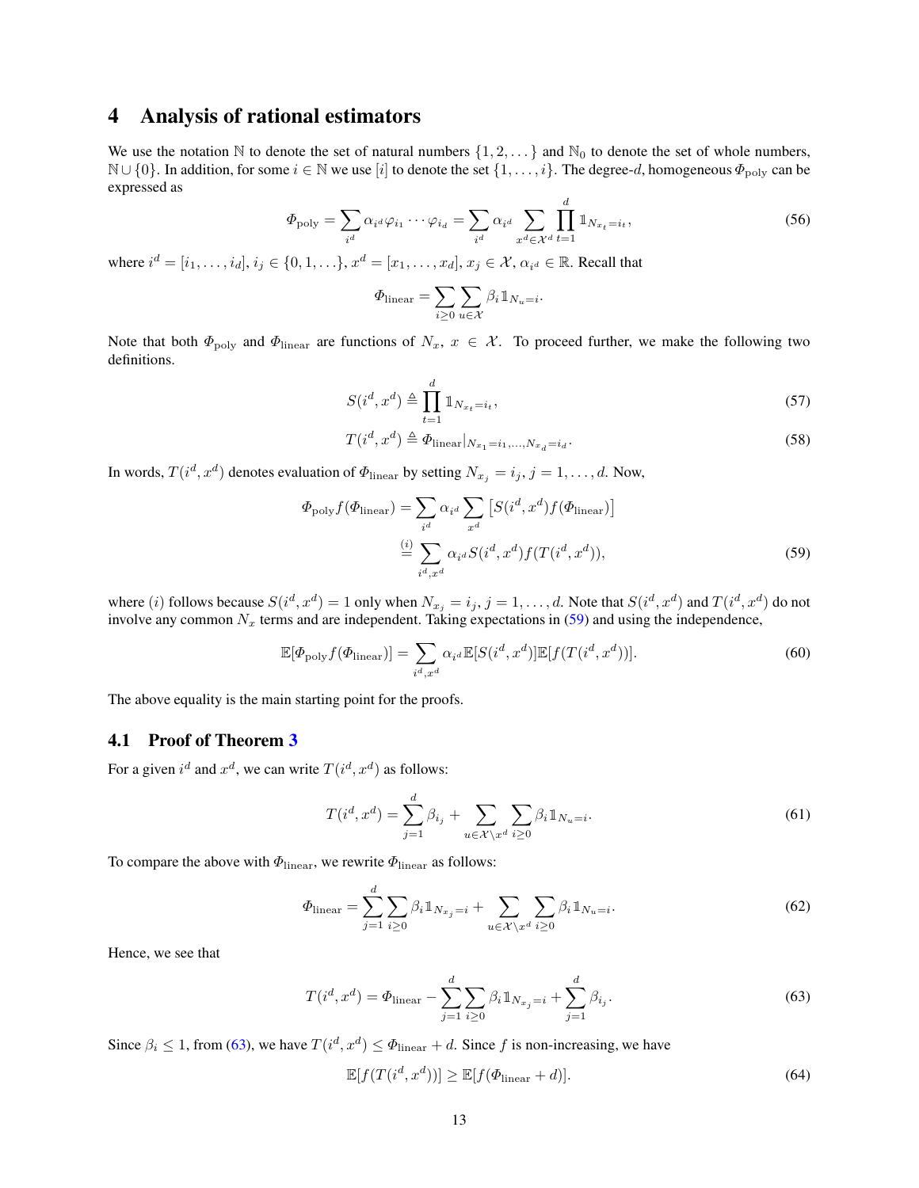# 4 Analysis of rational estimators

We use the notation $\mathbb{N}$ to denote the set of natural numbers $\{1, 2, \dots\}$ and $\mathbb{N}_0$ to denote the set of whole numbers, $\mathbb{N} \cup \{0\}$. In addition, for some $i \in \mathbb{N}$ we use $[i]$ to denote the set $\{1, \dots, i\}$. The degree-$d$, homogeneous $\Phi_{\text{poly}}$ can be expressed as

$$\Phi_{\text{poly}} = \sum_{i^d} \alpha_{i^d} \varphi_{i_1} \cdots \varphi_{i_d} = \sum_{i^d} \alpha_{i^d} \sum_{x^d \in \mathcal{X}^d} \prod_{t=1}^{d} \mathbb{1}_{N_{x_t} = i_t}, \tag{56}$$

where $i^d = [i_1, \dots, i_d]$, $i_j \in \{0, 1, \dots\}$, $x^d = [x_1, \dots, x_d]$, $x_j \in \mathcal{X}$, $\alpha_{i^d} \in \mathbb{R}$. Recall that

$$\Phi_{\text{linear}} = \sum_{i \geq 0} \sum_{u \in \mathcal{X}} \beta_i \mathbb{1}_{N_u = i}.$$

Note that both $\Phi_{\text{poly}}$ and $\Phi_{\text{linear}}$ are functions of $N_x$, $x \in \mathcal{X}$. To proceed further, we make the following two definitions.

$$S(i^d, x^d) \triangleq \prod_{t=1}^{d} \mathbb{1}_{N_{x_t} = i_t}, \tag{57}$$

$$T(i^d, x^d) \triangleq \Phi_{\text{linear}}|_{N_{x_1} = i_1, \dots, N_{x_d} = i_d}. \tag{58}$$

In words, $T(i^d, x^d)$ denotes evaluation of $\Phi_{\text{linear}}$ by setting $N_{x_j} = i_j$, $j = 1, \dots, d$. Now,

$$\begin{aligned}
\Phi_{\text{poly}} f(\Phi_{\text{linear}}) &= \sum_{i^d} \alpha_{i^d} \sum_{x^d} \left[ S(i^d, x^d) f(\Phi_{\text{linear}}) \right] \\
&\overset{(i)}{=} \sum_{i^d, x^d} \alpha_{i^d} S(i^d, x^d) f(T(i^d, x^d)),
\end{aligned} \tag{59}$$

where $(i)$ follows because $S(i^d, x^d) = 1$ only when $N_{x_j} = i_j$, $j = 1, \dots, d$. Note that $S(i^d, x^d)$ and $T(i^d, x^d)$ do not involve any common $N_x$ terms and are independent. Taking expectations in (59) and using the independence,

$$\mathbb{E}[\Phi_{\text{poly}} f(\Phi_{\text{linear}})] = \sum_{i^d, x^d} \alpha_{i^d} \mathbb{E}[S(i^d, x^d)] \mathbb{E}[f(T(i^d, x^d))]. \tag{60}$$

The above equality is the main starting point for the proofs.

## 4.1 Proof of Theorem 3

For a given $i^d$ and $x^d$, we can write $T(i^d, x^d)$ as follows:

$$T(i^d, x^d) = \sum_{j=1}^{d} \beta_{i_j} + \sum_{u \in \mathcal{X} \setminus x^d} \sum_{i \geq 0} \beta_i \mathbb{1}_{N_u = i}. \tag{61}$$

To compare the above with $\Phi_{\text{linear}}$, we rewrite $\Phi_{\text{linear}}$ as follows:

$$\Phi_{\text{linear}} = \sum_{j=1}^{d} \sum_{i \geq 0} \beta_i \mathbb{1}_{N_{x_j} = i} + \sum_{u \in \mathcal{X} \setminus x^d} \sum_{i \geq 0} \beta_i \mathbb{1}_{N_u = i}. \tag{62}$$

Hence, we see that

$$T(i^d, x^d) = \Phi_{\text{linear}} - \sum_{j=1}^{d} \sum_{i \geq 0} \beta_i \mathbb{1}_{N_{x_j} = i} + \sum_{j=1}^{d} \beta_{i_j}. \tag{63}$$

Since $\beta_i \leq 1$, from (63), we have $T(i^d, x^d) \leq \Phi_{\text{linear}} + d$. Since $f$ is non-increasing, we have

$$\mathbb{E}[f(T(i^d, x^d))] \geq \mathbb{E}[f(\Phi_{\text{linear}} + d)]. \tag{64}$$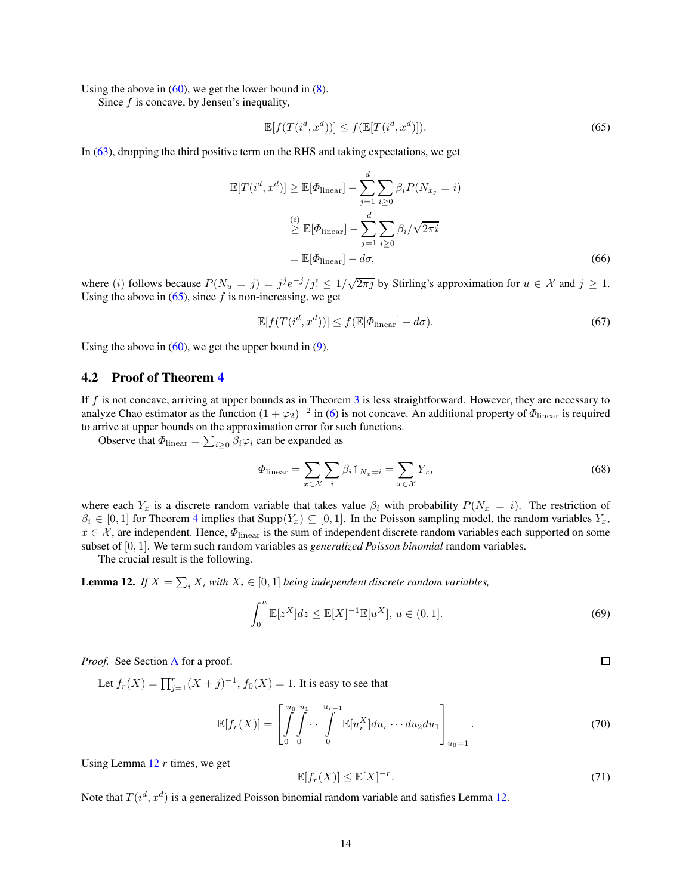Using the above in (60), we get the lower bound in (8).

Since $f$ is concave, by Jensen's inequality,

$$\mathbb{E}[f(T(i^d, x^d))] \le f(\mathbb{E}[T(i^d, x^d)]). \tag{65}$$

In (63), dropping the third positive term on the RHS and taking expectations, we get

$$\begin{aligned}
\mathbb{E}[T(i^d, x^d)] &\ge \mathbb{E}[\varPhi_{\text{linear}}] - \sum_{j=1}^{d} \sum_{i \ge 0} \beta_i P(N_{x_j} = i) \\
&\overset{(i)}{\ge} \mathbb{E}[\varPhi_{\text{linear}}] - \sum_{j=1}^{d} \sum_{i \ge 0} \beta_i / \sqrt{2\pi i} \\
&= \mathbb{E}[\varPhi_{\text{linear}}] - d\sigma,
\end{aligned} \tag{66}$$

where $(i)$ follows because $P(N_u = j) = j^j e^{-j}/j! \le 1/\sqrt{2\pi j}$ by Stirling's approximation for $u \in \mathcal{X}$ and $j \ge 1$. Using the above in (65), since $f$ is non-increasing, we get

$$\mathbb{E}[f(T(i^d, x^d))] \le f(\mathbb{E}[\varPhi_{\text{linear}}] - d\sigma). \tag{67}$$

Using the above in (60), we get the upper bound in (9).

## 4.2 Proof of Theorem 4

If $f$ is not concave, arriving at upper bounds as in Theorem 3 is less straightforward. However, they are necessary to analyze Chao estimator as the function $(1+\varphi_2)^{-2}$ in (6) is not concave. An additional property of $\varPhi_{\text{linear}}$ is required to arrive at upper bounds on the approximation error for such functions.

Observe that $\varPhi_{\text{linear}} = \sum_{i \ge 0} \beta_i \varphi_i$ can be expanded as

$$\varPhi_{\text{linear}} = \sum_{x \in \mathcal{X}} \sum_{i} \beta_i \mathbb{1}_{N_x = i} = \sum_{x \in \mathcal{X}} Y_x, \tag{68}$$

where each $Y_x$ is a discrete random variable that takes value $\beta_i$ with probability $P(N_x = i)$. The restriction of $\beta_i \in [0,1]$ for Theorem 4 implies that $\text{Supp}(Y_x) \subseteq [0,1]$. In the Poisson sampling model, the random variables $Y_x$, $x \in \mathcal{X}$, are independent. Hence, $\varPhi_{\text{linear}}$ is the sum of independent discrete random variables each supported on some subset of $[0,1]$. We term such random variables as *generalized Poisson binomial* random variables.

The crucial result is the following.

**Lemma 12.** *If $X = \sum_i X_i$ with $X_i \in [0,1]$ being independent discrete random variables,*

$$\int_0^u \mathbb{E}[z^X] dz \le \mathbb{E}[X]^{-1} \mathbb{E}[u^X],\ u \in (0,1]. \tag{69}$$

*Proof.* See Section A for a proof. □

Let $f_r(X) = \prod_{j=1}^{r} (X+j)^{-1}$, $f_0(X) = 1$. It is easy to see that

$$\mathbb{E}[f_r(X)] = \left[ \int_0^{u_0} \int_0^{u_1} \cdots \int_0^{u_{r-1}} \mathbb{E}[u_r^X] du_r \cdots du_2 du_1 \right]_{u_0 = 1}. \tag{70}$$

Using Lemma 12 $r$ times, we get

$$\mathbb{E}[f_r(X)] \le \mathbb{E}[X]^{-r}. \tag{71}$$

Note that $T(i^d, x^d)$ is a generalized Poisson binomial random variable and satisfies Lemma 12.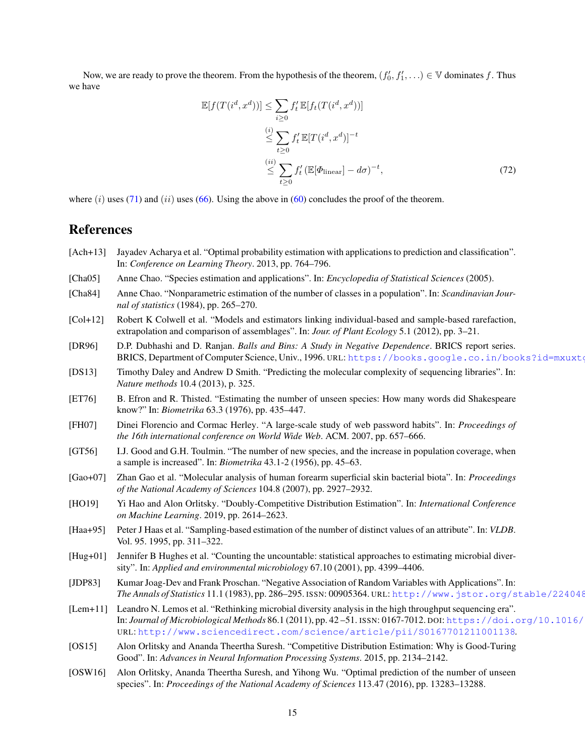Now, we are ready to prove the theorem. From the hypothesis of the theorem, $(f'_0, f'_1, \ldots) \in \mathbb{V}$ dominates $f$. Thus we have

$$
\begin{aligned}
\mathbb{E}[f(T(i^d, x^d))] &\leq \sum_{i\geq 0} f'_t \, \mathbb{E}[f_t(T(i^d, x^d))] \\
&\stackrel{(i)}{\leq} \sum_{t\geq 0} f'_t \, \mathbb{E}[T(i^d, x^d)]^{-t} \\
&\stackrel{(ii)}{\leq} \sum_{t\geq 0} f'_t \left(\mathbb{E}[\Phi_{\text{linear}}] - d\sigma\right)^{-t},
\end{aligned}
\tag{72}
$$

where $(i)$ uses (71) and $(ii)$ uses (66). Using the above in (60) concludes the proof of the theorem.

# References

[Ach+13] Jayadev Acharya et al. "Optimal probability estimation with applications to prediction and classification". In: *Conference on Learning Theory*. 2013, pp. 764–796.

[Cha05] Anne Chao. "Species estimation and applications". In: *Encyclopedia of Statistical Sciences* (2005).

[Cha84] Anne Chao. "Nonparametric estimation of the number of classes in a population". In: *Scandinavian Journal of statistics* (1984), pp. 265–270.

[Col+12] Robert K Colwell et al. "Models and estimators linking individual-based and sample-based rarefaction, extrapolation and comparison of assemblages". In: *Jour. of Plant Ecology* 5.1 (2012), pp. 3–21.

[DR96] D.P. Dubhashi and D. Ranjan. *Balls and Bins: A Study in Negative Dependence*. BRICS report series. BRICS, Department of Computer Science, Univ., 1996. URL: https://books.google.co.in/books?id=mxuxtg

[DS13] Timothy Daley and Andrew D Smith. "Predicting the molecular complexity of sequencing libraries". In: *Nature methods* 10.4 (2013), p. 325.

[ET76] B. Efron and R. Thisted. "Estimating the number of unseen species: How many words did Shakespeare know?" In: *Biometrika* 63.3 (1976), pp. 435–447.

[FH07] Dinei Florencio and Cormac Herley. "A large-scale study of web password habits". In: *Proceedings of the 16th international conference on World Wide Web*. ACM. 2007, pp. 657–666.

[GT56] I.J. Good and G.H. Toulmin. "The number of new species, and the increase in population coverage, when a sample is increased". In: *Biometrika* 43.1-2 (1956), pp. 45–63.

[Gao+07] Zhan Gao et al. "Molecular analysis of human forearm superficial skin bacterial biota". In: *Proceedings of the National Academy of Sciences* 104.8 (2007), pp. 2927–2932.

[HO19] Yi Hao and Alon Orlitsky. "Doubly-Competitive Distribution Estimation". In: *International Conference on Machine Learning*. 2019, pp. 2614–2623.

[Haa+95] Peter J Haas et al. "Sampling-based estimation of the number of distinct values of an attribute". In: *VLDB*. Vol. 95. 1995, pp. 311–322.

[Hug+01] Jennifer B Hughes et al. "Counting the uncountable: statistical approaches to estimating microbial diversity". In: *Applied and environmental microbiology* 67.10 (2001), pp. 4399–4406.

[JDP83] Kumar Joag-Dev and Frank Proschan. "Negative Association of Random Variables with Applications". In: *The Annals of Statistics* 11.1 (1983), pp. 286–295. ISSN: 00905364. URL: http://www.jstor.org/stable/224048

[Lem+11] Leandro N. Lemos et al. "Rethinking microbial diversity analysis in the high throughput sequencing era". In: *Journal of Microbiological Methods* 86.1 (2011), pp. 42 –51. ISSN: 0167-7012. DOI: https://doi.org/10.1016/ URL: http://www.sciencedirect.com/science/article/pii/S0167701211001138.

[OS15] Alon Orlitsky and Ananda Theertha Suresh. "Competitive Distribution Estimation: Why is Good-Turing Good". In: *Advances in Neural Information Processing Systems*. 2015, pp. 2134–2142.

[OSW16] Alon Orlitsky, Ananda Theertha Suresh, and Yihong Wu. "Optimal prediction of the number of unseen species". In: *Proceedings of the National Academy of Sciences* 113.47 (2016), pp. 13283–13288.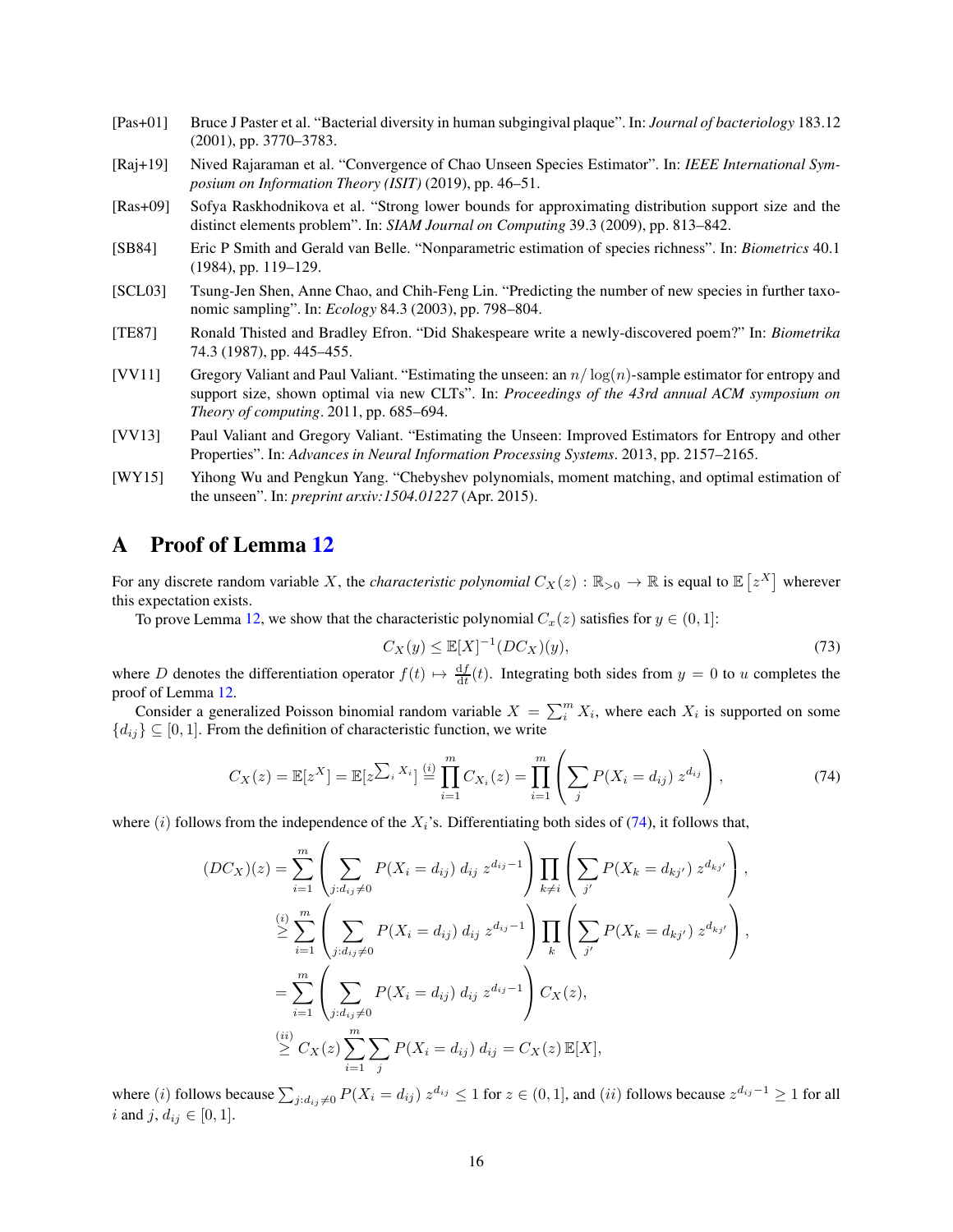- [Pas+01] Bruce J Paster et al. "Bacterial diversity in human subgingival plaque". In: *Journal of bacteriology* 183.12 (2001), pp. 3770–3783.
- [Raj+19] Nived Rajaraman et al. "Convergence of Chao Unseen Species Estimator". In: *IEEE International Symposium on Information Theory (ISIT)* (2019), pp. 46–51.
- [Ras+09] Sofya Raskhodnikova et al. "Strong lower bounds for approximating distribution support size and the distinct elements problem". In: *SIAM Journal on Computing* 39.3 (2009), pp. 813–842.
- [SB84] Eric P Smith and Gerald van Belle. "Nonparametric estimation of species richness". In: *Biometrics* 40.1 (1984), pp. 119–129.
- [SCL03] Tsung-Jen Shen, Anne Chao, and Chih-Feng Lin. "Predicting the number of new species in further taxonomic sampling". In: *Ecology* 84.3 (2003), pp. 798–804.
- [TE87] Ronald Thisted and Bradley Efron. "Did Shakespeare write a newly-discovered poem?" In: *Biometrika* 74.3 (1987), pp. 445–455.
- [VV11] Gregory Valiant and Paul Valiant. "Estimating the unseen: an $n/\log(n)$-sample estimator for entropy and support size, shown optimal via new CLTs". In: *Proceedings of the 43rd annual ACM symposium on Theory of computing*. 2011, pp. 685–694.
- [VV13] Paul Valiant and Gregory Valiant. "Estimating the Unseen: Improved Estimators for Entropy and other Properties". In: *Advances in Neural Information Processing Systems*. 2013, pp. 2157–2165.
- [WY15] Yihong Wu and Pengkun Yang. "Chebyshev polynomials, moment matching, and optimal estimation of the unseen". In: *preprint arxiv:1504.01227* (Apr. 2015).

# A Proof of Lemma 12

For any discrete random variable $X$, the *characteristic polynomial* $C_X(z) : \mathbb{R}_{>0} \to \mathbb{R}$ is equal to $\mathbb{E}\left[z^X\right]$ wherever this expectation exists.

To prove Lemma 12, we show that the characteristic polynomial $C_x(z)$ satisfies for $y \in (0,1]$:

$$C_X(y) \le \mathbb{E}[X]^{-1}(DC_X)(y), \tag{73}$$

where $D$ denotes the differentiation operator $f(t) \mapsto \frac{\mathrm{d}f}{\mathrm{d}t}(t)$. Integrating both sides from $y = 0$ to $u$ completes the proof of Lemma 12.

Consider a generalized Poisson binomial random variable $X = \sum_i^m X_i$, where each $X_i$ is supported on some $\{d_{ij}\} \subseteq [0,1]$. From the definition of characteristic function, we write

$$C_X(z) = \mathbb{E}[z^X] = \mathbb{E}[z^{\sum_i X_i}] \overset{(i)}{=} \prod_{i=1}^m C_{X_i}(z) = \prod_{i=1}^m \left( \sum_j P(X_i = d_{ij})\, z^{d_{ij}} \right), \tag{74}$$

where $(i)$ follows from the independence of the $X_i$'s. Differentiating both sides of (74), it follows that,

$$\begin{aligned}
(DC_X)(z) &= \sum_{i=1}^m \left( \sum_{j:d_{ij}\neq 0} P(X_i = d_{ij})\, d_{ij}\, z^{d_{ij}-1} \right) \prod_{k\neq i} \left( \sum_{j'} P(X_k = d_{kj'})\, z^{d_{kj'}} \right), \\
&\overset{(i)}{\ge} \sum_{i=1}^m \left( \sum_{j:d_{ij}\neq 0} P(X_i = d_{ij})\, d_{ij}\, z^{d_{ij}-1} \right) \prod_{k} \left( \sum_{j'} P(X_k = d_{kj'})\, z^{d_{kj'}} \right), \\
&= \sum_{i=1}^m \left( \sum_{j:d_{ij}\neq 0} P(X_i = d_{ij})\, d_{ij}\, z^{d_{ij}-1} \right) C_X(z), \\
&\overset{(ii)}{\ge} C_X(z) \sum_{i=1}^m \sum_j P(X_i = d_{ij})\, d_{ij} = C_X(z)\, \mathbb{E}[X],
\end{aligned}$$

where $(i)$ follows because $\sum_{j:d_{ij}\neq 0} P(X_i = d_{ij})\, z^{d_{ij}} \le 1$ for $z \in (0,1]$, and $(ii)$ follows because $z^{d_{ij}-1} \ge 1$ for all $i$ and $j$, $d_{ij} \in [0,1]$.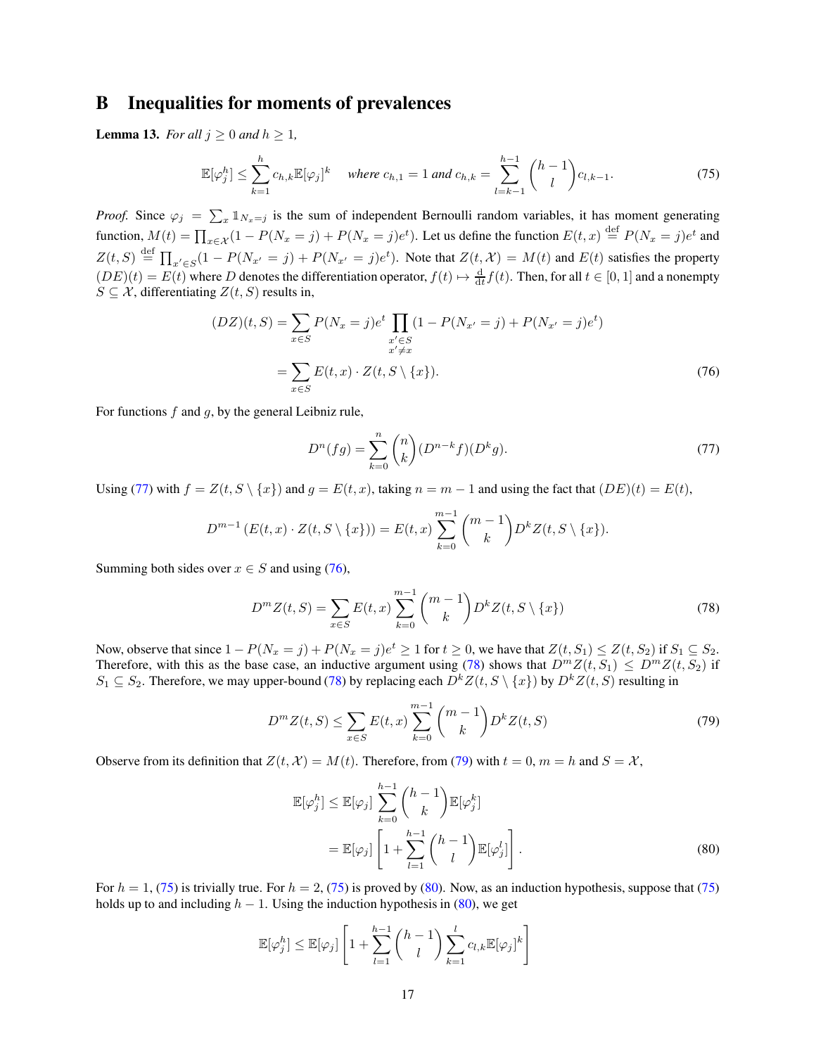# B Inequalities for moments of prevalences

**Lemma 13.** *For all $j \geq 0$ and $h \geq 1$,*

$$\mathbb{E}[\varphi_j^h] \leq \sum_{k=1}^{h} c_{h,k} \mathbb{E}[\varphi_j]^k \quad \text{where } c_{h,1} = 1 \text{ and } c_{h,k} = \sum_{l=k-1}^{h-1} \binom{h-1}{l} c_{l,k-1}. \tag{75}$$

*Proof.* Since $\varphi_j = \sum_x \mathbb{1}_{N_x = j}$ is the sum of independent Bernoulli random variables, it has moment generating function, $M(t) = \prod_{x \in \mathcal{X}} (1 - P(N_x = j) + P(N_x = j)e^t)$. Let us define the function $E(t, x) \stackrel{\text{def}}{=} P(N_x = j)e^t$ and $Z(t, S) \stackrel{\text{def}}{=} \prod_{x' \in S} (1 - P(N_{x'} = j) + P(N_{x'} = j)e^t)$. Note that $Z(t, \mathcal{X}) = M(t)$ and $E(t)$ satisfies the property $(DE)(t) = E(t)$ where $D$ denotes the differentiation operator, $f(t) \mapsto \frac{\mathrm{d}}{\mathrm{d}t} f(t)$. Then, for all $t \in [0, 1]$ and a nonempty $S \subseteq \mathcal{X}$, differentiating $Z(t, S)$ results in,

$$\begin{aligned}
(DZ)(t, S) &= \sum_{x \in S} P(N_x = j)e^t \prod_{\substack{x' \in S \\ x' \neq x}} (1 - P(N_{x'} = j) + P(N_{x'} = j)e^t) \\
&= \sum_{x \in S} E(t, x) \cdot Z(t, S \setminus \{x\}).
\end{aligned} \tag{76}$$

For functions $f$ and $g$, by the general Leibniz rule,

$$D^n(fg) = \sum_{k=0}^{n} \binom{n}{k} (D^{n-k} f)(D^k g). \tag{77}$$

Using (77) with $f = Z(t, S \setminus \{x\})$ and $g = E(t, x)$, taking $n = m - 1$ and using the fact that $(DE)(t) = E(t)$,

$$D^{m-1} \left( E(t, x) \cdot Z(t, S \setminus \{x\}) \right) = E(t, x) \sum_{k=0}^{m-1} \binom{m-1}{k} D^k Z(t, S \setminus \{x\}).$$

Summing both sides over $x \in S$ and using (76),

$$D^m Z(t, S) = \sum_{x \in S} E(t, x) \sum_{k=0}^{m-1} \binom{m-1}{k} D^k Z(t, S \setminus \{x\}) \tag{78}$$

Now, observe that since $1 - P(N_x = j) + P(N_x = j)e^t \geq 1$ for $t \geq 0$, we have that $Z(t, S_1) \leq Z(t, S_2)$ if $S_1 \subseteq S_2$. Therefore, with this as the base case, an inductive argument using (78) shows that $D^m Z(t, S_1) \leq D^m Z(t, S_2)$ if $S_1 \subseteq S_2$. Therefore, we may upper-bound (78) by replacing each $D^k Z(t, S \setminus \{x\})$ by $D^k Z(t, S)$ resulting in

$$D^m Z(t, S) \leq \sum_{x \in S} E(t, x) \sum_{k=0}^{m-1} \binom{m-1}{k} D^k Z(t, S) \tag{79}$$

Observe from its definition that $Z(t, \mathcal{X}) = M(t)$. Therefore, from (79) with $t = 0$, $m = h$ and $S = \mathcal{X}$,

$$\begin{aligned}
\mathbb{E}[\varphi_j^h] &\leq \mathbb{E}[\varphi_j] \sum_{k=0}^{h-1} \binom{h-1}{k} \mathbb{E}[\varphi_j^k] \\
&= \mathbb{E}[\varphi_j] \left[ 1 + \sum_{l=1}^{h-1} \binom{h-1}{l} \mathbb{E}[\varphi_j^l] \right].
\end{aligned} \tag{80}$$

For $h = 1$, (75) is trivially true. For $h = 2$, (75) is proved by (80). Now, as an induction hypothesis, suppose that (75) holds up to and including $h - 1$. Using the induction hypothesis in (80), we get

$$\mathbb{E}[\varphi_j^h] \leq \mathbb{E}[\varphi_j] \left[ 1 + \sum_{l=1}^{h-1} \binom{h-1}{l} \sum_{k=1}^{l} c_{l,k} \mathbb{E}[\varphi_j]^k \right]$$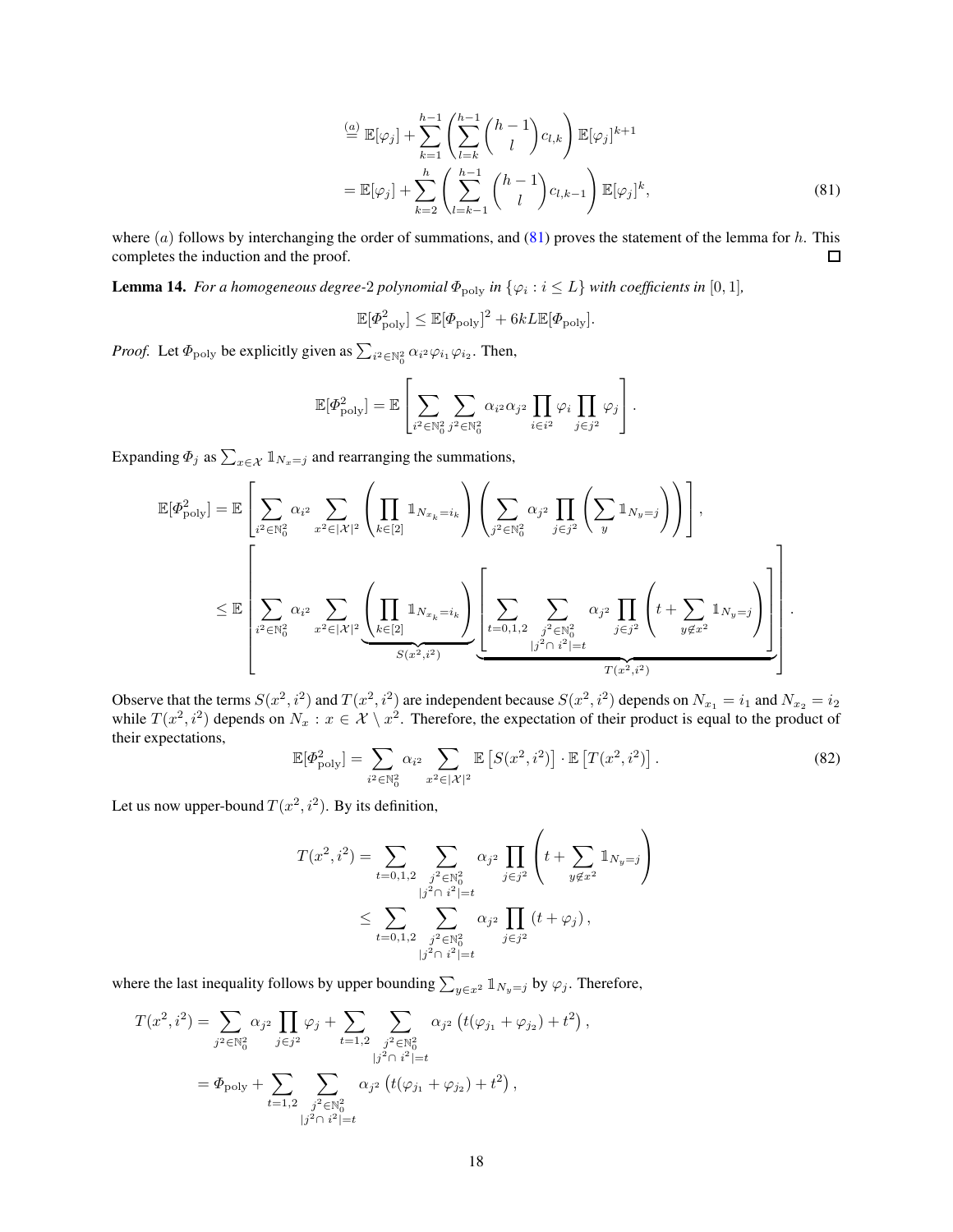$$\overset{(a)}{=} \mathbb{E}[\varphi_j] + \sum_{k=1}^{h-1} \left( \sum_{l=k}^{h-1} \binom{h-1}{l} c_{l,k} \right) \mathbb{E}[\varphi_j]^{k+1}$$

$$= \mathbb{E}[\varphi_j] + \sum_{k=2}^{h} \left( \sum_{l=k-1}^{h-1} \binom{h-1}{l} c_{l,k-1} \right) \mathbb{E}[\varphi_j]^{k}, \tag{81}$$

where $(a)$ follows by interchanging the order of summations, and (81) proves the statement of the lemma for $h$. This completes the induction and the proof. ◻

**Lemma 14.** *For a homogeneous degree-2 polynomial $\Phi_{\text{poly}}$ in $\{\varphi_i : i \leq L\}$ with coefficients in $[0,1]$,*

$$\mathbb{E}[\Phi_{\text{poly}}^2] \leq \mathbb{E}[\Phi_{\text{poly}}]^2 + 6kL\mathbb{E}[\Phi_{\text{poly}}].$$

*Proof.* Let $\Phi_{\text{poly}}$ be explicitly given as $\sum_{i^2 \in \mathbb{N}_0^2} \alpha_{i^2} \varphi_{i_1} \varphi_{i_2}$. Then,

$$\mathbb{E}[\Phi_{\text{poly}}^2] = \mathbb{E}\left[ \sum_{i^2 \in \mathbb{N}_0^2} \sum_{j^2 \in \mathbb{N}_0^2} \alpha_{i^2} \alpha_{j^2} \prod_{i \in i^2} \varphi_i \prod_{j \in j^2} \varphi_j \right].$$

Expanding $\Phi_j$ as $\sum_{x \in \mathcal{X}} \mathbb{1}_{N_x = j}$ and rearranging the summations,

$$\mathbb{E}[\Phi_{\text{poly}}^2] = \mathbb{E}\left[ \sum_{i^2 \in \mathbb{N}_0^2} \alpha_{i^2} \sum_{x^2 \in |\mathcal{X}|^2} \left( \prod_{k \in [2]} \mathbb{1}_{N_{x_k} = i_k} \right) \left( \sum_{j^2 \in \mathbb{N}_0^2} \alpha_{j^2} \prod_{j \in j^2} \left( \sum_{y} \mathbb{1}_{N_y = j} \right) \right) \right],$$

$$\leq \mathbb{E}\left[ \sum_{i^2 \in \mathbb{N}_0^2} \alpha_{i^2} \sum_{x^2 \in |\mathcal{X}|^2} \underbrace{\left( \prod_{k \in [2]} \mathbb{1}_{N_{x_k} = i_k} \right)}_{S(x^2, i^2)} \underbrace{\left[ \sum_{t=0,1,2} \sum_{\substack{j^2 \in \mathbb{N}_0^2 \\ |j^2 \cap\, i^2| = t}} \alpha_{j^2} \prod_{j \in j^2} \left( t + \sum_{y \notin x^2} \mathbb{1}_{N_y = j} \right) \right]}_{T(x^2, i^2)} \right].$$

Observe that the terms $S(x^2, i^2)$ and $T(x^2, i^2)$ are independent because $S(x^2, i^2)$ depends on $N_{x_1} = i_1$ and $N_{x_2} = i_2$ while $T(x^2, i^2)$ depends on $N_x : x \in \mathcal{X} \setminus x^2$. Therefore, the expectation of their product is equal to the product of their expectations,

$$\mathbb{E}[\Phi_{\text{poly}}^2] = \sum_{i^2 \in \mathbb{N}_0^2} \alpha_{i^2} \sum_{x^2 \in |\mathcal{X}|^2} \mathbb{E}\left[ S(x^2, i^2) \right] \cdot \mathbb{E}\left[ T(x^2, i^2) \right]. \tag{82}$$

Let us now upper-bound $T(x^2, i^2)$. By its definition,

$$T(x^2, i^2) = \sum_{t=0,1,2} \sum_{\substack{j^2 \in \mathbb{N}_0^2 \\ |j^2 \cap\, i^2| = t}} \alpha_{j^2} \prod_{j \in j^2} \left( t + \sum_{y \notin x^2} \mathbb{1}_{N_y = j} \right)$$

$$\leq \sum_{t=0,1,2} \sum_{\substack{j^2 \in \mathbb{N}_0^2 \\ |j^2 \cap\, i^2| = t}} \alpha_{j^2} \prod_{j \in j^2} \left( t + \varphi_j \right),$$

where the last inequality follows by upper bounding $\sum_{y \in x^2} \mathbb{1}_{N_y = j}$ by $\varphi_j$. Therefore,

$$T(x^2, i^2) = \sum_{j^2 \in \mathbb{N}_0^2} \alpha_{j^2} \prod_{j \in j^2} \varphi_j + \sum_{t=1,2} \sum_{\substack{j^2 \in \mathbb{N}_0^2 \\ |j^2 \cap\, i^2| = t}} \alpha_{j^2} \left( t(\varphi_{j_1} + \varphi_{j_2}) + t^2 \right),$$

$$= \Phi_{\text{poly}} + \sum_{t=1,2} \sum_{\substack{j^2 \in \mathbb{N}_0^2 \\ |j^2 \cap\, i^2| = t}} \alpha_{j^2} \left( t(\varphi_{j_1} + \varphi_{j_2}) + t^2 \right),$$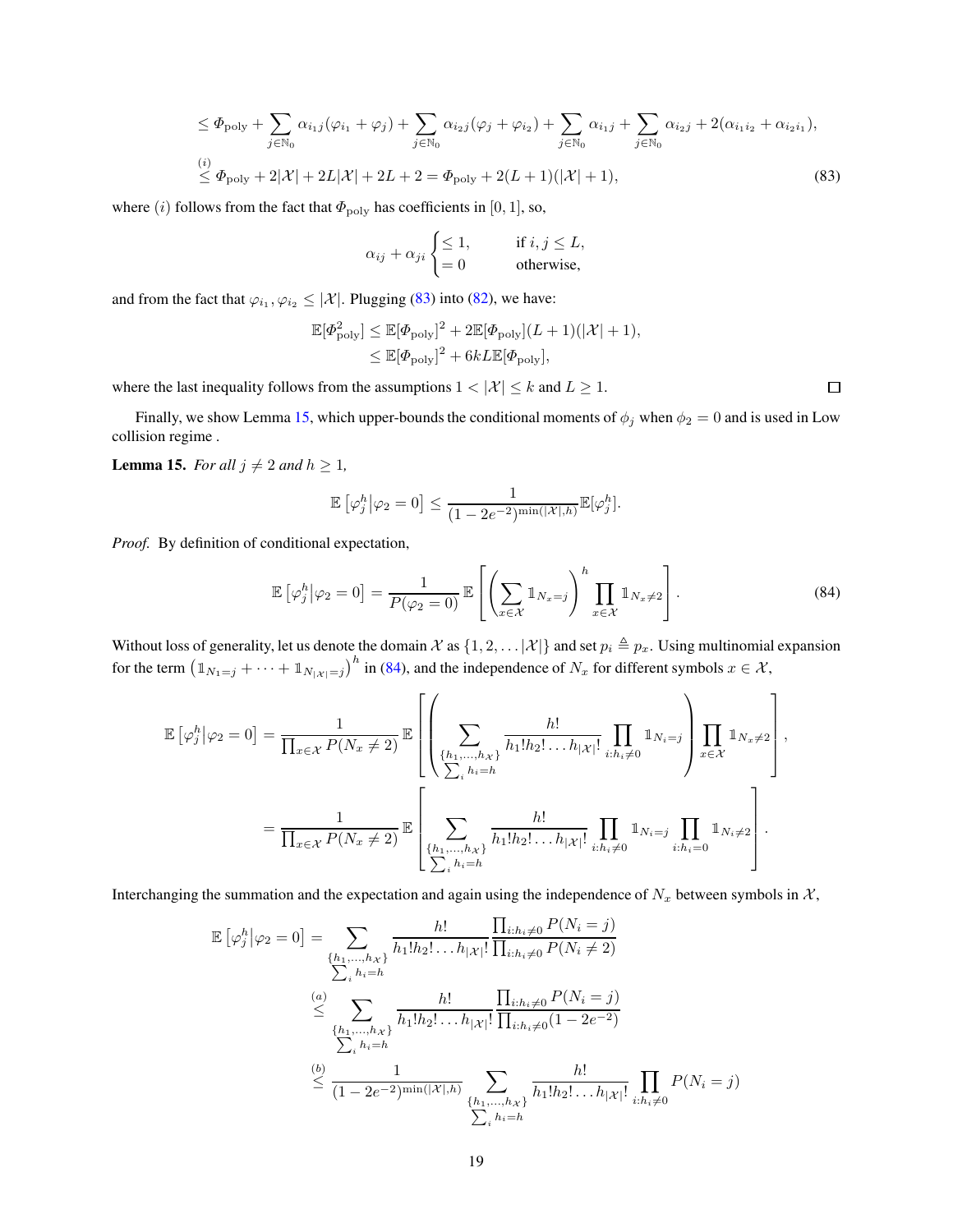$$
\begin{aligned}
&\leq \Phi_{\text{poly}} + \sum_{j\in\mathbb{N}_0} \alpha_{i_1 j}(\varphi_{i_1}+\varphi_j) + \sum_{j\in\mathbb{N}_0} \alpha_{i_2 j}(\varphi_j+\varphi_{i_2}) + \sum_{j\in\mathbb{N}_0} \alpha_{i_1 j} + \sum_{j\in\mathbb{N}_0} \alpha_{i_2 j} + 2(\alpha_{i_1 i_2}+\alpha_{i_2 i_1}),\\
&\overset{(i)}{\leq} \Phi_{\text{poly}} + 2|\mathcal{X}| + 2L|\mathcal{X}| + 2L + 2 = \Phi_{\text{poly}} + 2(L+1)(|\mathcal{X}|+1),
\end{aligned}
\tag{83}
$$

where $(i)$ follows from the fact that $\Phi_{\text{poly}}$ has coefficients in $[0,1]$, so,

$$
\alpha_{ij} + \alpha_{ji} \begin{cases} \leq 1, & \text{if } i,j \leq L,\\ = 0 & \text{otherwise,}\end{cases}
$$

and from the fact that $\varphi_{i_1}, \varphi_{i_2} \leq |\mathcal{X}|$. Plugging (83) into (82), we have:

$$
\begin{aligned}
\mathbb{E}[\Phi_{\text{poly}}^2] &\leq \mathbb{E}[\Phi_{\text{poly}}]^2 + 2\mathbb{E}[\Phi_{\text{poly}}](L+1)(|\mathcal{X}|+1),\\
&\leq \mathbb{E}[\Phi_{\text{poly}}]^2 + 6kL\mathbb{E}[\Phi_{\text{poly}}],
\end{aligned}
$$

where the last inequality follows from the assumptions $1 < |\mathcal{X}| \leq k$ and $L \geq 1$. $\square$

Finally, we show Lemma 15, which upper-bounds the conditional moments of $\phi_j$ when $\phi_2 = 0$ and is used in Low collision regime .

**Lemma 15.** *For all $j \neq 2$ and $h \geq 1$,*

$$
\mathbb{E}\left[\varphi_j^h \middle| \varphi_2 = 0\right] \leq \frac{1}{(1-2e^{-2})^{\min(|\mathcal{X}|,h)}} \mathbb{E}[\varphi_j^h].
$$

*Proof.* By definition of conditional expectation,

$$
\mathbb{E}\left[\varphi_j^h \middle| \varphi_2 = 0\right] = \frac{1}{P(\varphi_2 = 0)} \mathbb{E}\left[\left(\sum_{x\in\mathcal{X}} \mathbb{1}_{N_x = j}\right)^h \prod_{x\in\mathcal{X}} \mathbb{1}_{N_x \neq 2}\right].
\tag{84}
$$

Without loss of generality, let us denote the domain $\mathcal{X}$ as $\{1, 2, \ldots |\mathcal{X}|\}$ and set $p_i \triangleq p_x$. Using multinomial expansion for the term $\left(\mathbb{1}_{N_1=j} + \cdots + \mathbb{1}_{N_{|\mathcal{X}|}=j}\right)^h$ in (84), and the independence of $N_x$ for different symbols $x \in \mathcal{X}$,

$$
\begin{aligned}
\mathbb{E}\left[\varphi_j^h \middle| \varphi_2 = 0\right] &= \frac{1}{\prod_{x\in\mathcal{X}} P(N_x \neq 2)} \mathbb{E}\left[\left(\sum_{\substack{\{h_1,\ldots,h_{\mathcal{X}}\}\\ \sum_i h_i = h}} \frac{h!}{h_1! h_2! \ldots h_{|\mathcal{X}|}!} \prod_{i:h_i\neq 0} \mathbb{1}_{N_i = j}\right) \prod_{x\in\mathcal{X}} \mathbb{1}_{N_x\neq 2}\right],\\
&= \frac{1}{\prod_{x\in\mathcal{X}} P(N_x \neq 2)} \mathbb{E}\left[\sum_{\substack{\{h_1,\ldots,h_{\mathcal{X}}\}\\ \sum_i h_i = h}} \frac{h!}{h_1! h_2! \ldots h_{|\mathcal{X}|}!} \prod_{i:h_i\neq 0} \mathbb{1}_{N_i = j} \prod_{i:h_i = 0} \mathbb{1}_{N_i\neq 2}\right].
\end{aligned}
$$

Interchanging the summation and the expectation and again using the independence of $N_x$ between symbols in $\mathcal{X}$,

$$
\begin{aligned}
\mathbb{E}\left[\varphi_j^h \middle| \varphi_2 = 0\right] &= \sum_{\substack{\{h_1,\ldots,h_{\mathcal{X}}\}\\ \sum_i h_i = h}} \frac{h!}{h_1! h_2! \ldots h_{|\mathcal{X}|}!} \frac{\prod_{i:h_i\neq 0} P(N_i = j)}{\prod_{i:h_i\neq 0} P(N_i \neq 2)}\\
&\overset{(a)}{\leq} \sum_{\substack{\{h_1,\ldots,h_{\mathcal{X}}\}\\ \sum_i h_i = h}} \frac{h!}{h_1! h_2! \ldots h_{|\mathcal{X}|}!} \frac{\prod_{i:h_i\neq 0} P(N_i = j)}{\prod_{i:h_i\neq 0} (1-2e^{-2})}\\
&\overset{(b)}{\leq} \frac{1}{(1-2e^{-2})^{\min(|\mathcal{X}|,h)}} \sum_{\substack{\{h_1,\ldots,h_{\mathcal{X}}\}\\ \sum_i h_i = h}} \frac{h!}{h_1! h_2! \ldots h_{|\mathcal{X}|}!} \prod_{i:h_i\neq 0} P(N_i = j)
\end{aligned}
$$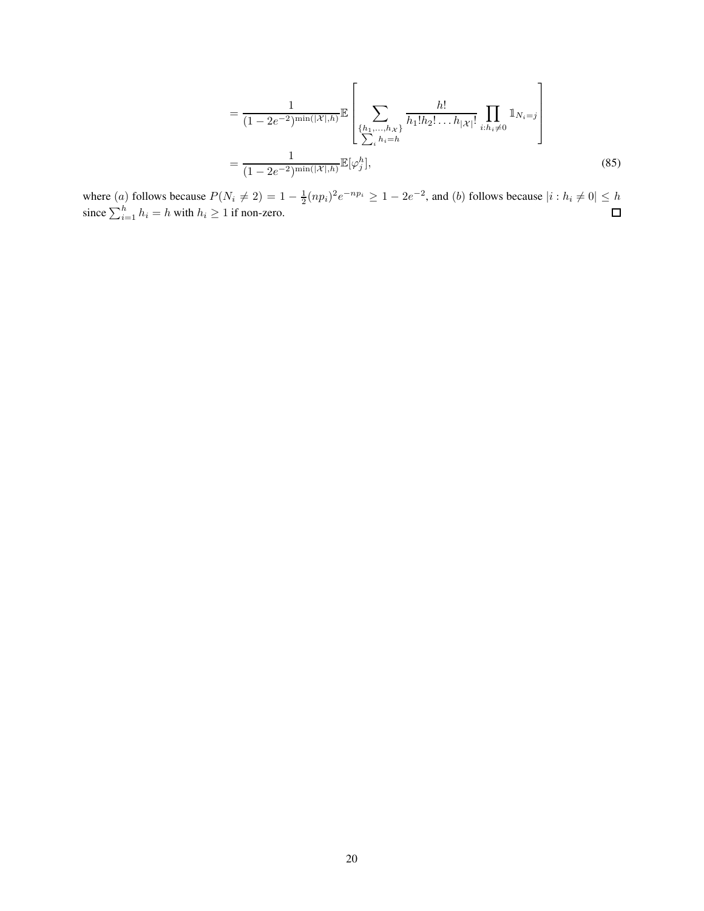$$
\begin{aligned}
&= \frac{1}{(1-2e^{-2})^{\min(|\mathcal{X}|,h)}} \mathbb{E}\left[ \sum_{\substack{\{h_1,\ldots,h_{\mathcal{X}}\} \\ \sum_i h_i = h}} \frac{h!}{h_1! h_2! \ldots h_{|\mathcal{X}|}!} \prod_{i:h_i \neq 0} \mathbb{1}_{N_i = j} \right] \\
&= \frac{1}{(1-2e^{-2})^{\min(|\mathcal{X}|,h)}} \mathbb{E}[\varphi_j^h], \qquad (85)
\end{aligned}
$$

where $(a)$ follows because $P(N_i \neq 2) = 1 - \frac{1}{2}(np_i)^2 e^{-np_i} \geq 1 - 2e^{-2}$, and $(b)$ follows because $|i : h_i \neq 0| \leq h$ since $\sum_{i=1}^{h} h_i = h$ with $h_i \geq 1$ if non-zero. □